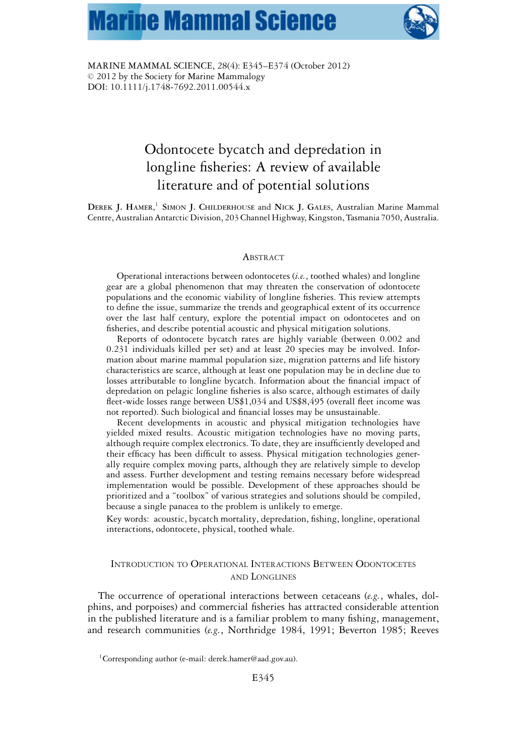MARINE MAMMAL SCIENCE, 28(4): E345–E374 (October 2012)
© 2012 by the Society for Marine Mammalogy
DOI: 10.1111/j.1748-7692.2011.00544.x

# Odontocete bycatch and depredation in longline fisheries: A review of available literature and of potential solutions

DEREK J. HAMER,[1] SIMON J. CHILDERHOUSE and NICK J. GALES, Australian Marine Mammal Centre, Australian Antarctic Division, 203 Channel Highway, Kingston, Tasmania 7050, Australia.

## ABSTRACT

Operational interactions between odontocetes (*i.e.*, toothed whales) and longline gear are a global phenomenon that may threaten the conservation of odontocete populations and the economic viability of longline fisheries. This review attempts to define the issue, summarize the trends and geographical extent of its occurrence over the last half century, explore the potential impact on odontocetes and on fisheries, and describe potential acoustic and physical mitigation solutions.

Reports of odontocete bycatch rates are highly variable (between 0.002 and 0.231 individuals killed per set) and at least 20 species may be involved. Information about marine mammal population size, migration patterns and life history characteristics are scarce, although at least one population may be in decline due to losses attributable to longline bycatch. Information about the financial impact of depredation on pelagic longline fisheries is also scarce, although estimates of daily fleet-wide losses range between US$1,034 and US$8,495 (overall fleet income was not reported). Such biological and financial losses may be unsustainable.

Recent developments in acoustic and physical mitigation technologies have yielded mixed results. Acoustic mitigation technologies have no moving parts, although require complex electronics. To date, they are insufficiently developed and their efficacy has been difficult to assess. Physical mitigation technologies generally require complex moving parts, although they are relatively simple to develop and assess. Further development and testing remains necessary before widespread implementation would be possible. Development of these approaches should be prioritized and a "toolbox" of various strategies and solutions should be compiled, because a single panacea to the problem is unlikely to emerge.

Key words: acoustic, bycatch mortality, depredation, fishing, longline, operational interactions, odontocete, physical, toothed whale.

## INTRODUCTION TO OPERATIONAL INTERACTIONS BETWEEN ODONTOCETES AND LONGLINES

The occurrence of operational interactions between cetaceans (*e.g.*, whales, dolphins, and porpoises) and commercial fisheries has attracted considerable attention in the published literature and is a familiar problem to many fishing, management, and research communities (*e.g.*, Northridge 1984, 1991; Beverton 1985; Reeves

[1]Corresponding author (e-mail: derek.hamer@aad.gov.au).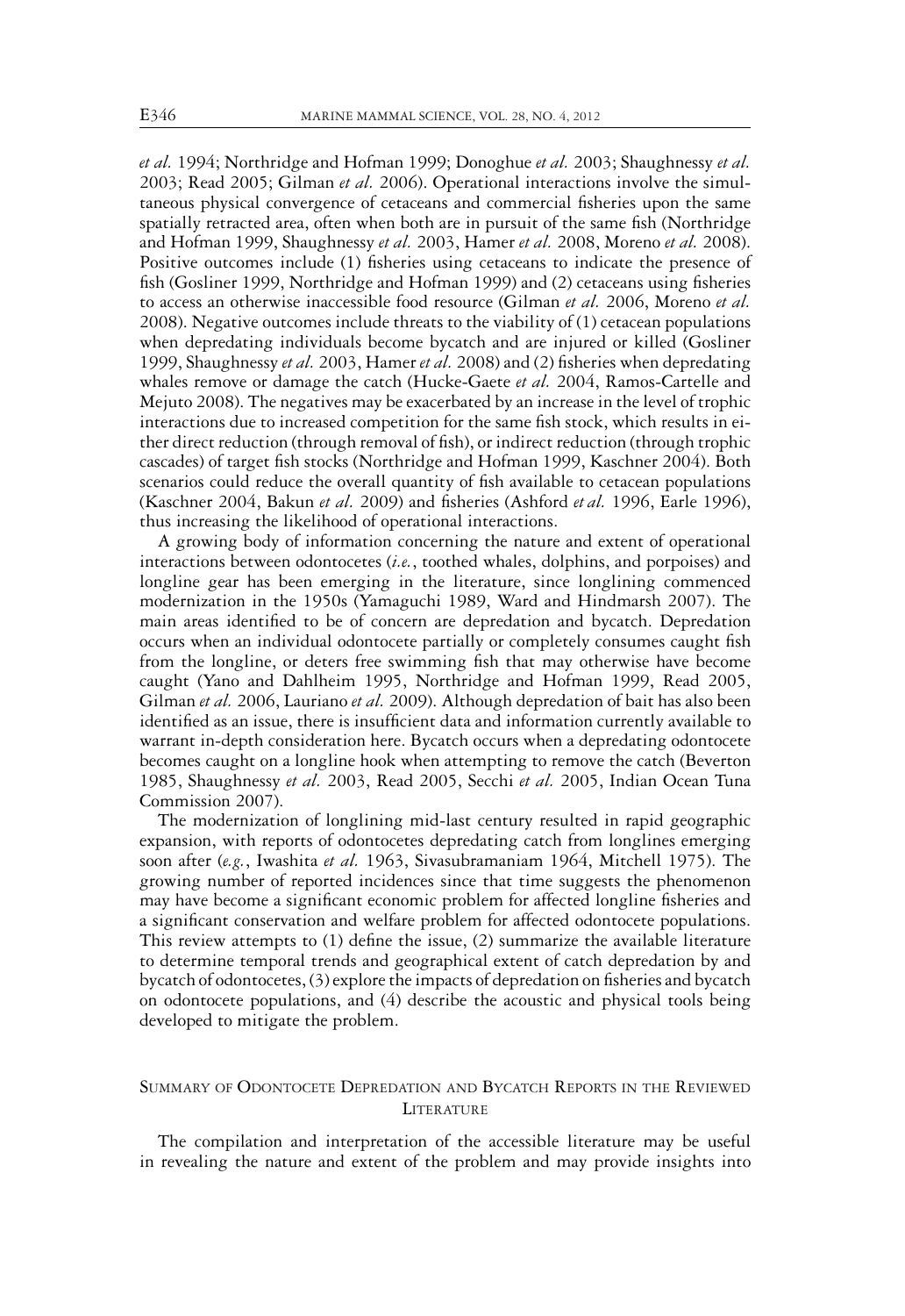*et al.* 1994; Northridge and Hofman 1999; Donoghue *et al.* 2003; Shaughnessy *et al.* 2003; Read 2005; Gilman *et al.* 2006). Operational interactions involve the simultaneous physical convergence of cetaceans and commercial fisheries upon the same spatially retracted area, often when both are in pursuit of the same fish (Northridge and Hofman 1999, Shaughnessy *et al.* 2003, Hamer *et al.* 2008, Moreno *et al.* 2008). Positive outcomes include (1) fisheries using cetaceans to indicate the presence of fish (Gosliner 1999, Northridge and Hofman 1999) and (2) cetaceans using fisheries to access an otherwise inaccessible food resource (Gilman *et al.* 2006, Moreno *et al.* 2008). Negative outcomes include threats to the viability of (1) cetacean populations when depredating individuals become bycatch and are injured or killed (Gosliner 1999, Shaughnessy *et al.* 2003, Hamer *et al.* 2008) and (2) fisheries when depredating whales remove or damage the catch (Hucke-Gaete *et al.* 2004, Ramos-Cartelle and Mejuto 2008). The negatives may be exacerbated by an increase in the level of trophic interactions due to increased competition for the same fish stock, which results in either direct reduction (through removal of fish), or indirect reduction (through trophic cascades) of target fish stocks (Northridge and Hofman 1999, Kaschner 2004). Both scenarios could reduce the overall quantity of fish available to cetacean populations (Kaschner 2004, Bakun *et al.* 2009) and fisheries (Ashford *et al.* 1996, Earle 1996), thus increasing the likelihood of operational interactions.

A growing body of information concerning the nature and extent of operational interactions between odontocetes (*i.e.*, toothed whales, dolphins, and porpoises) and longline gear has been emerging in the literature, since longlining commenced modernization in the 1950s (Yamaguchi 1989, Ward and Hindmarsh 2007). The main areas identified to be of concern are depredation and bycatch. Depredation occurs when an individual odontocete partially or completely consumes caught fish from the longline, or deters free swimming fish that may otherwise have become caught (Yano and Dahlheim 1995, Northridge and Hofman 1999, Read 2005, Gilman *et al.* 2006, Lauriano *et al.* 2009). Although depredation of bait has also been identified as an issue, there is insufficient data and information currently available to warrant in-depth consideration here. Bycatch occurs when a depredating odontocete becomes caught on a longline hook when attempting to remove the catch (Beverton 1985, Shaughnessy *et al.* 2003, Read 2005, Secchi *et al.* 2005, Indian Ocean Tuna Commission 2007).

The modernization of longlining mid-last century resulted in rapid geographic expansion, with reports of odontocetes depredating catch from longlines emerging soon after (*e.g.*, Iwashita *et al.* 1963, Sivasubramaniam 1964, Mitchell 1975). The growing number of reported incidences since that time suggests the phenomenon may have become a significant economic problem for affected longline fisheries and a significant conservation and welfare problem for affected odontocete populations. This review attempts to (1) define the issue, (2) summarize the available literature to determine temporal trends and geographical extent of catch depredation by and bycatch of odontocetes, (3) explore the impacts of depredation on fisheries and bycatch on odontocete populations, and (4) describe the acoustic and physical tools being developed to mitigate the problem.

## Summary of Odontocete Depredation and Bycatch Reports in the Reviewed Literature

The compilation and interpretation of the accessible literature may be useful in revealing the nature and extent of the problem and may provide insights into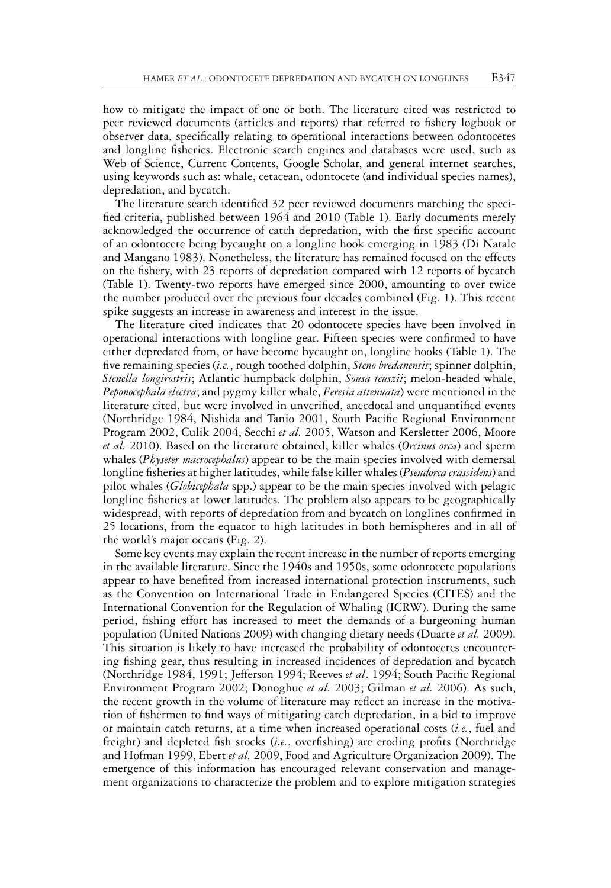how to mitigate the impact of one or both. The literature cited was restricted to peer reviewed documents (articles and reports) that referred to fishery logbook or observer data, specifically relating to operational interactions between odontocetes and longline fisheries. Electronic search engines and databases were used, such as Web of Science, Current Contents, Google Scholar, and general internet searches, using keywords such as: whale, cetacean, odontocete (and individual species names), depredation, and bycatch.

The literature search identified 32 peer reviewed documents matching the specified criteria, published between 1964 and 2010 (Table 1). Early documents merely acknowledged the occurrence of catch depredation, with the first specific account of an odontocete being bycaught on a longline hook emerging in 1983 (Di Natale and Mangano 1983). Nonetheless, the literature has remained focused on the effects on the fishery, with 23 reports of depredation compared with 12 reports of bycatch (Table 1). Twenty-two reports have emerged since 2000, amounting to over twice the number produced over the previous four decades combined (Fig. 1). This recent spike suggests an increase in awareness and interest in the issue.

The literature cited indicates that 20 odontocete species have been involved in operational interactions with longline gear. Fifteen species were confirmed to have either depredated from, or have become bycaught on, longline hooks (Table 1). The five remaining species (*i.e.*, rough toothed dolphin, *Steno bredanensis*; spinner dolphin, *Stenella longirostris*; Atlantic humpback dolphin, *Sousa teuszii*; melon-headed whale, *Peponocephala electra*; and pygmy killer whale, *Feresia attenuata*) were mentioned in the literature cited, but were involved in unverified, anecdotal and unquantified events (Northridge 1984, Nishida and Tanio 2001, South Pacific Regional Environment Program 2002, Culik 2004, Secchi *et al.* 2005, Watson and Kersletter 2006, Moore *et al.* 2010). Based on the literature obtained, killer whales (*Orcinus orca*) and sperm whales (*Physeter macrocephalus*) appear to be the main species involved with demersal longline fisheries at higher latitudes, while false killer whales (*Pseudorca crassidens*) and pilot whales (*Globicephala* spp.) appear to be the main species involved with pelagic longline fisheries at lower latitudes. The problem also appears to be geographically widespread, with reports of depredation from and bycatch on longlines confirmed in 25 locations, from the equator to high latitudes in both hemispheres and in all of the world's major oceans (Fig. 2).

Some key events may explain the recent increase in the number of reports emerging in the available literature. Since the 1940s and 1950s, some odontocete populations appear to have benefited from increased international protection instruments, such as the Convention on International Trade in Endangered Species (CITES) and the International Convention for the Regulation of Whaling (ICRW). During the same period, fishing effort has increased to meet the demands of a burgeoning human population (United Nations 2009) with changing dietary needs (Duarte *et al.* 2009). This situation is likely to have increased the probability of odontocetes encountering fishing gear, thus resulting in increased incidences of depredation and bycatch (Northridge 1984, 1991; Jefferson 1994; Reeves *et al*. 1994; South Pacific Regional Environment Program 2002; Donoghue *et al.* 2003; Gilman *et al.* 2006). As such, the recent growth in the volume of literature may reflect an increase in the motivation of fishermen to find ways of mitigating catch depredation, in a bid to improve or maintain catch returns, at a time when increased operational costs (*i.e.*, fuel and freight) and depleted fish stocks (*i.e.*, overfishing) are eroding profits (Northridge and Hofman 1999, Ebert *et al.* 2009, Food and Agriculture Organization 2009). The emergence of this information has encouraged relevant conservation and management organizations to characterize the problem and to explore mitigation strategies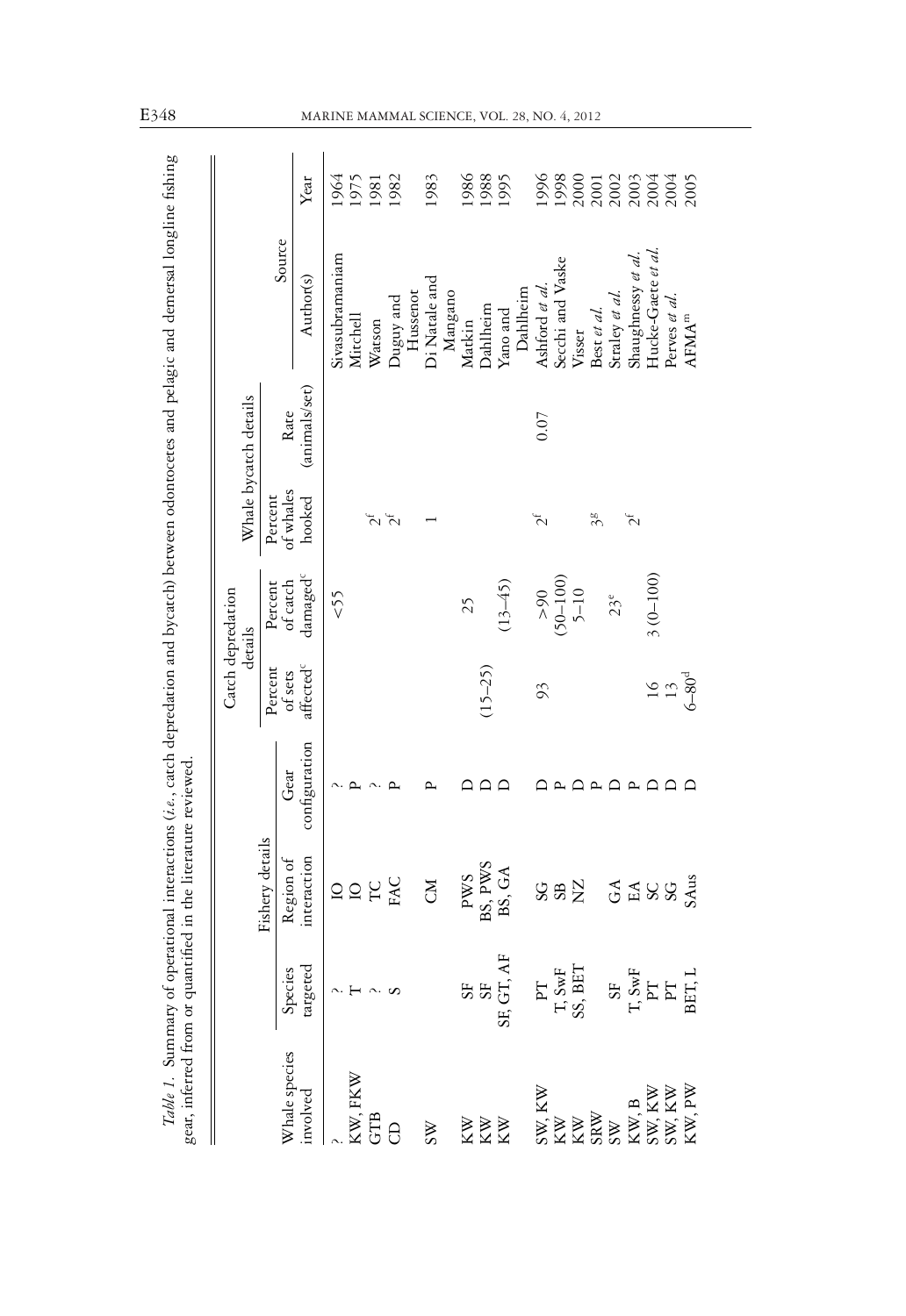*Table 1.* Summary of operational interactions (*i.e.*, catch depredation and bycatch) between odontocetes and pelagic and demersal longline fishing gear, inferred from or quantified in the literature reviewed.

| Whale species involved | Fishery details | | | Catch depredation details | | Whale bycatch details | | Source | |
|---|---|---|---|---|---|---|---|---|---|
| | Species targeted | Region of interaction | Gear configuration | Percent of sets affected[c] | Percent of catch damaged[c] | Percent of whales hooked | Rate (animals/set) | Author(s) | Year |
| ? | ? | IO | ? | | <55 | | | Sivasubramaniam | 1964 |
| KW, FKW | T | IO | P | | | | | Mitchell | 1975 |
| GTB | ? | TC | ? | | | 2[f] | | Watson | 1981 |
| CD | S | FAC | P | | | 2[f] | | Duguy and Hussenot | 1982 |
| SW | | CM | P | | | 1 | | Di Natale and Mangano | 1983 |
| KW | SF | PWS | D | | 25 | | | Matkin | 1986 |
| KW | SF | BS, PWS | D | (15–25) | | | | Dahlheim | 1988 |
| KW | SF, GT, AF | BS, GA | D | | (13–45) | | | Yano and Dahlheim | 1995 |
| SW, KW | PT | SG | D | 93 | >90 | 2[f] | 0.07 | Ashford *et al.* | 1996 |
| KW | T, SwF | SB | P | | (50–100) | | | Secchi and Vaske | 1998 |
| KW | SS, BET | NZ | D | | 5–10 | | | Visser | 2000 |
| SRW | | | P | | | 3[g] | | Best *et al.* | 2001 |
| SW | SF | GA | D | | 23[e] | | | Straley *et al.* | 2002 |
| KW, B | T, SwF | EA | P | | | 2[f] | | Shaughnessy *et al.* | 2003 |
| SW, KW | PT | SC | D | 16 | 3 (0–100) | | | Hucke-Gaete *et al.* | 2004 |
| SW, KW | PT | SG | D | 13 | | | | Purves *et al.* | 2004 |
| KW, PW | BET, L | SAus | D | 6–80[d] | | | | AFMA[m] | 2005 |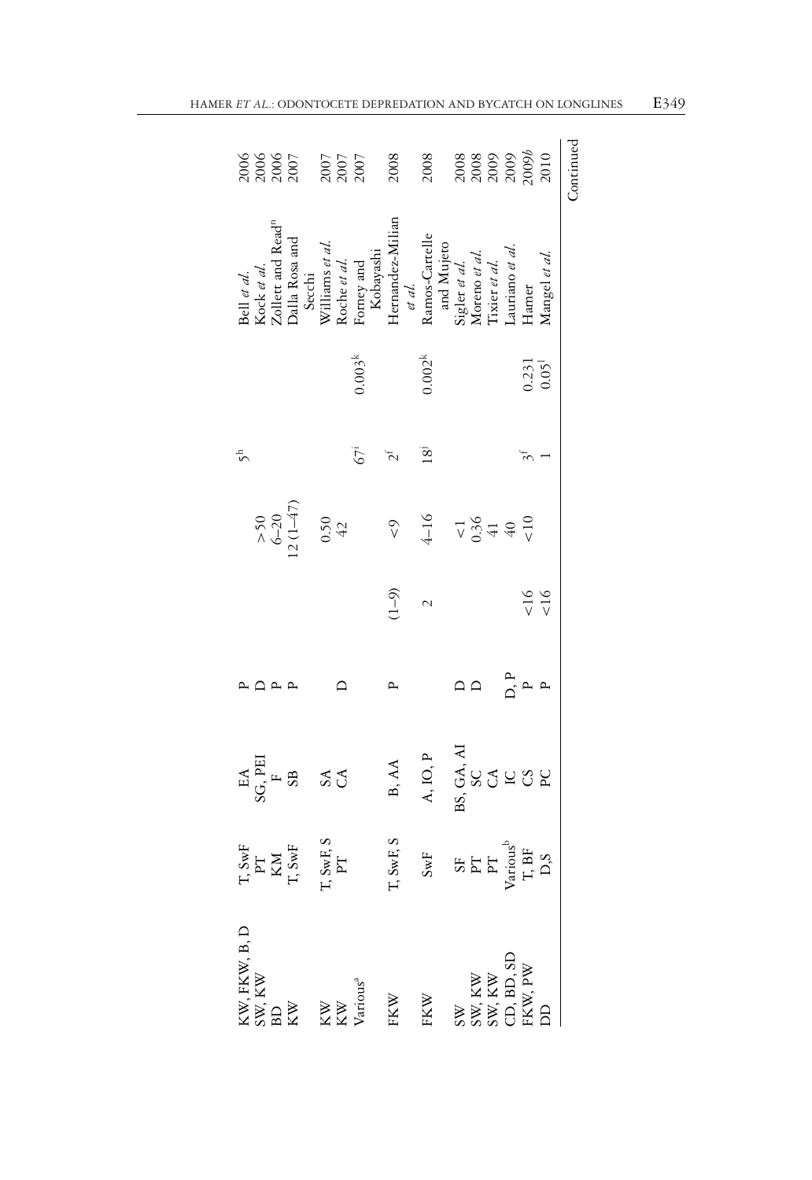| | | | | | | | | | |
|---|---|---|---|---|---|---|---|---|---|
| KW, FKW, B, D | T, SwF | EA | P | | | 5[h] | | Bell *et al.* | 2006 |
| SW, KW | PT | SG, PEI | D | | > 50 | | | Kock *et al.* | 2006 |
| BD | KM | F | P | | 6–20 | | | Zollett and Read[n] | 2006 |
| KW | T, SwF | SB | P | | 12 (1–47) | | | Dalla Rosa and Secchi | 2007 |
| KW | T, SwF, S | SA | | | 0.50 | | | Williams *et al.* | 2007 |
| KW | PT | CA | D | | 42 | | | Roche *et al.* | 2007 |
| Various[a] | | | | | | 67[i] | 0.003[k] | Forney and Kobayashi | 2007 |
| FKW | T, SwF, S | B, AA | P | (1–9) | < 9 | 2[f] | | Hernandez-Milian *et al.* | 2008 |
| FKW | SwF | A, IO, P | | 2 | 4–16 | 18[j] | 0.002[k] | Ramos-Cartelle and Mujeto | 2008 |
| SW | SF | BS, GA, AI | D | | < 1 | | | Sigler *et al.* | 2008 |
| SW, KW | PT | SC | D | | 0.36 | | | Moreno *et al.* | 2008 |
| SW, KW | PT | CA | | | 41 | | | Tixier *et al.* | 2009 |
| CD, BD, SD | Various[b] | IC | D, P | | 40 | | | Lauriano *et al.* | 2009 |
| FKW, PW | T, BF | CS | P | < 16 | < 10 | 3[f] | 0.231 | Hamer | 2009*b* |
| DD | D,S | PC | P | < 16 | | 1 | 0.05[l] | Mangel *et al.* | 2010 |

Continued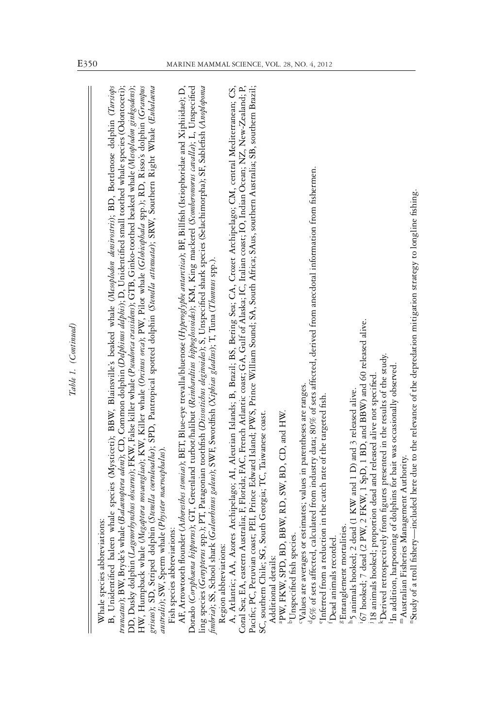*Table 1. (Continued)*

Whale species abbreviations:

B, Unidentified baleen whale species (Mysticeti); BBW, Blainsville's beaked whale (*Mesoplodon densirostris*); BD, Bottlenose dolphin (*Tursiops truncatus*); BW, Bryde's whale (*Balaenoptera edeni*); CD, Common dolphin (*Delphinus delphis*); D, Unidentified small toothed whale species (Odontoceti); DD, Dusky dolphin (*Lagenorhynchus obscurus*); FKW, False killer whale (*Pseudorca crassidens*); GTB, Ginko-toothed beaked whale (*Mesoplodon ginkgodens*); HW, Humpback whale (*Megaptera novaeangliae*); KW, Killer whale (*Orcinus orca*); PW, Pilot whale (*Globicephala* spp.); RD, Risso's dolphin (*Grampus griseus*); SD, Striped dolphin (*Stenella coeruleoalba*); SPD, Pantropical spotted dolphin (*Stenella attenuata*); SRW, Southern Right Whale (*Eubalaena australis*); SW, Sperm whale (*Physeter macrocephalus*).

Fish species abbreviations:

AF, Arrowtooth flounder (*Atheresthes stomias*); BET, Blue-eye trevalla/bluenose (*Hyperoglyphe antarctica*); BF, Billfish (Istiophoridae and Xiphiidae); D, Dorado (*Coryphaena hippurus*); GT, Greenland turbot/halibut (*Reinhardtius hippoglossoides*); KM, King mackerel (*Scomberomorus cavalla*); L, Unspecified ling species (*Genypterus* spp.); PT, Patagonian toothfish (*Dissostichus eleginoides*); S, Unspecified shark species (Selachimorpha); SF, Sablefish (*Anoplopoma fimbria*); SS, School shark (*Galeorhinus galeus*); SWF, Swordfish (*Xiphias gladius*); T, Tuna (*Thunnus* spp.).

Region abbreviations:

A, Atlantic; AA, Azores Archipelago; AI, Aleutian Islands; B, Brazil; BS, Bering Sea; CA, Crozet Archipelago; CM, central Mediterranean; CS, Coral Sea; EA, eastern Australia; F, Florida; FAC, French Atlantic coast; GA, Gulf of Alaska; IC, Italian coast; IO, Indian Ocean; NZ, New-Zealand; P, Pacific; PC, Peruvian coast; PEI, Prince Edward Island; PWS, Prince William Sound; SA, South Africa; SAus, southern Australia; SB, southern Brazil; SC, southern Chile; SG, South Georgia; TC, Taiwanese coast.

Additional details:

[a]PW, FKW, SPD, BD, BBW, RD, SW, BD, CD, and HW.

[b]Unspecified fish species.

[c]Values are averages or estimates; values in parentheses are ranges.

[d]6% of sets affected, calculated from industry data; 80% of sets affected, derived from anecdotal information from fishermen.

[e]Inferred from a reduction in the catch rate of the targeted fish.

[f]Dead animals recorded.

[g]Entanglement mortalities.

[h]5 animals hooked; 2 dead (1 KW and 1 D) and 3 released alive.

[i]67 hooked; 7 dead (2 PW, 2 FKW, 1 SpD, 1 BD, and BBW) and 60 released alive.

[j]18 animals hooked; proportion dead and released alive not specified.

[k]Derived retrospectively from figures presented in the results of the study.

[l]In addition, harpooning of dolphins for bait was occasionally observed.

[m]Australian Fisheries Management Authority.

[n]Study of a troll fishery—included here due to the relevance of the depredation mitigation strategy to longline fishing.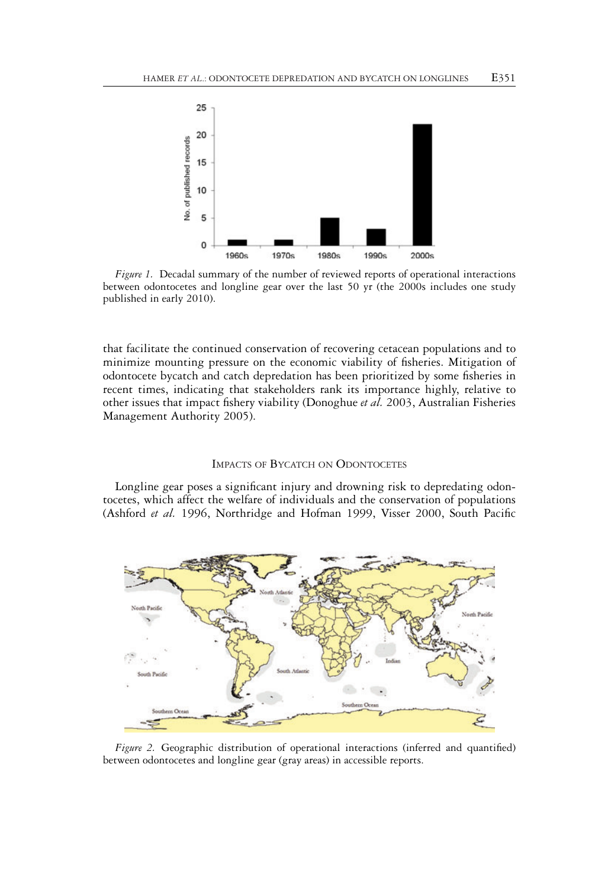*Figure 1.* Decadal summary of the number of reviewed reports of operational interactions between odontocetes and longline gear over the last 50 yr (the 2000s includes one study published in early 2010).

that facilitate the continued conservation of recovering cetacean populations and to minimize mounting pressure on the economic viability of fisheries. Mitigation of odontocete bycatch and catch depredation has been prioritized by some fisheries in recent times, indicating that stakeholders rank its importance highly, relative to other issues that impact fishery viability (Donoghue *et al.* 2003, Australian Fisheries Management Authority 2005).

## Impacts of Bycatch on Odontocetes

Longline gear poses a significant injury and drowning risk to depredating odontocetes, which affect the welfare of individuals and the conservation of populations (Ashford *et al.* 1996, Northridge and Hofman 1999, Visser 2000, South Pacific

*Figure 2.* Geographic distribution of operational interactions (inferred and quantified) between odontocetes and longline gear (gray areas) in accessible reports.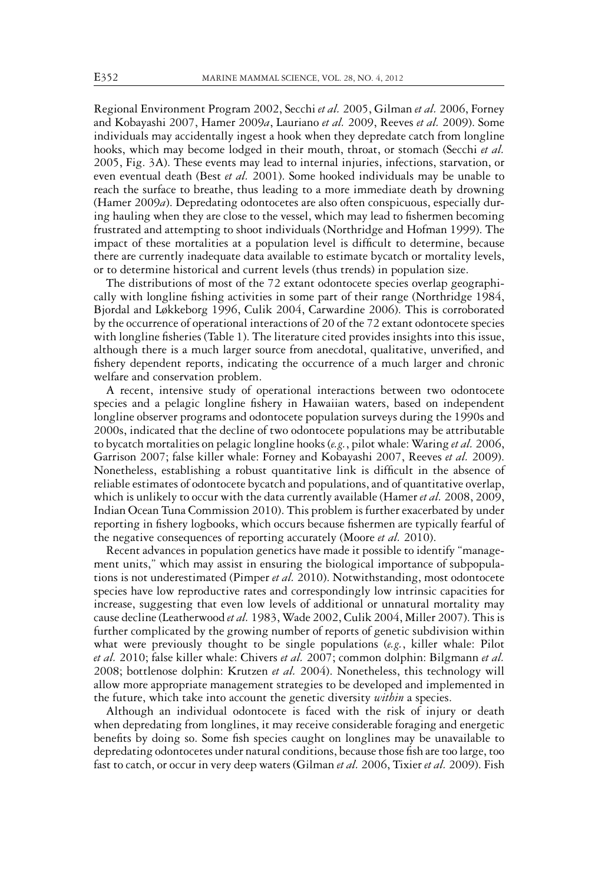Regional Environment Program 2002, Secchi *et al.* 2005, Gilman *et al.* 2006, Forney and Kobayashi 2007, Hamer 2009*a*, Lauriano *et al.* 2009, Reeves *et al.* 2009). Some individuals may accidentally ingest a hook when they depredate catch from longline hooks, which may become lodged in their mouth, throat, or stomach (Secchi *et al.* 2005, Fig. 3A). These events may lead to internal injuries, infections, starvation, or even eventual death (Best *et al.* 2001). Some hooked individuals may be unable to reach the surface to breathe, thus leading to a more immediate death by drowning (Hamer 2009*a*). Depredating odontocetes are also often conspicuous, especially during hauling when they are close to the vessel, which may lead to fishermen becoming frustrated and attempting to shoot individuals (Northridge and Hofman 1999). The impact of these mortalities at a population level is difficult to determine, because there are currently inadequate data available to estimate bycatch or mortality levels, or to determine historical and current levels (thus trends) in population size.

The distributions of most of the 72 extant odontocete species overlap geographically with longline fishing activities in some part of their range (Northridge 1984, Bjordal and Løkkeborg 1996, Culik 2004, Carwardine 2006). This is corroborated by the occurrence of operational interactions of 20 of the 72 extant odontocete species with longline fisheries (Table 1). The literature cited provides insights into this issue, although there is a much larger source from anecdotal, qualitative, unverified, and fishery dependent reports, indicating the occurrence of a much larger and chronic welfare and conservation problem.

A recent, intensive study of operational interactions between two odontocete species and a pelagic longline fishery in Hawaiian waters, based on independent longline observer programs and odontocete population surveys during the 1990s and 2000s, indicated that the decline of two odontocete populations may be attributable to bycatch mortalities on pelagic longline hooks (*e.g.*, pilot whale: Waring *et al.* 2006, Garrison 2007; false killer whale: Forney and Kobayashi 2007, Reeves *et al.* 2009). Nonetheless, establishing a robust quantitative link is difficult in the absence of reliable estimates of odontocete bycatch and populations, and of quantitative overlap, which is unlikely to occur with the data currently available (Hamer *et al.* 2008, 2009, Indian Ocean Tuna Commission 2010). This problem is further exacerbated by under reporting in fishery logbooks, which occurs because fishermen are typically fearful of the negative consequences of reporting accurately (Moore *et al.* 2010).

Recent advances in population genetics have made it possible to identify "management units," which may assist in ensuring the biological importance of subpopulations is not underestimated (Pimper *et al.* 2010). Notwithstanding, most odontocete species have low reproductive rates and correspondingly low intrinsic capacities for increase, suggesting that even low levels of additional or unnatural mortality may cause decline (Leatherwood *et al.* 1983, Wade 2002, Culik 2004, Miller 2007). This is further complicated by the growing number of reports of genetic subdivision within what were previously thought to be single populations (*e.g.*, killer whale: Pilot *et al.* 2010; false killer whale: Chivers *et al.* 2007; common dolphin: Bilgmann *et al.* 2008; bottlenose dolphin: Krutzen *et al.* 2004). Nonetheless, this technology will allow more appropriate management strategies to be developed and implemented in the future, which take into account the genetic diversity *within* a species.

Although an individual odontocete is faced with the risk of injury or death when depredating from longlines, it may receive considerable foraging and energetic benefits by doing so. Some fish species caught on longlines may be unavailable to depredating odontocetes under natural conditions, because those fish are too large, too fast to catch, or occur in very deep waters (Gilman *et al.* 2006, Tixier *et al.* 2009). Fish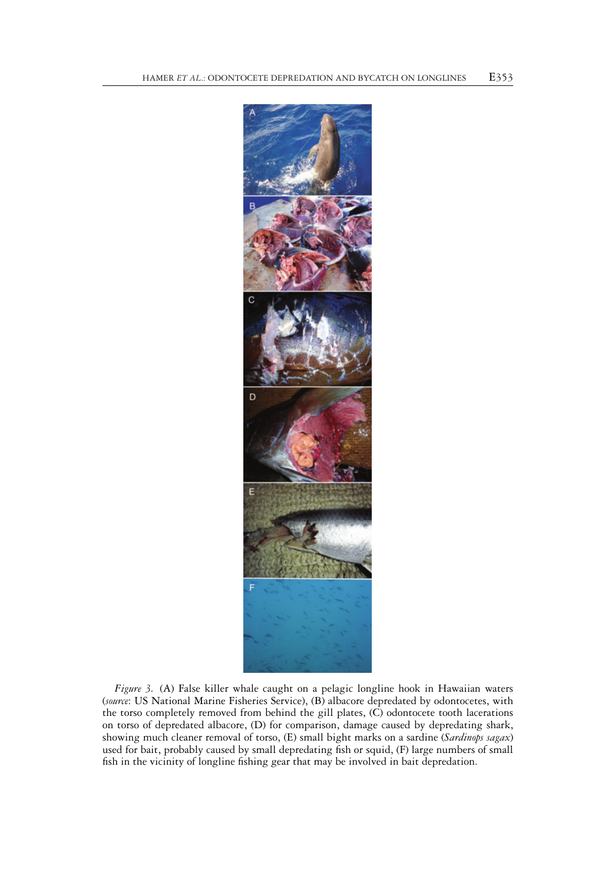*Figure 3.* (A) False killer whale caught on a pelagic longline hook in Hawaiian waters (*source*: US National Marine Fisheries Service), (B) albacore depredated by odontocetes, with the torso completely removed from behind the gill plates, (C) odontocete tooth lacerations on torso of depredated albacore, (D) for comparison, damage caused by depredating shark, showing much cleaner removal of torso, (E) small bight marks on a sardine (*Sardinops sagax*) used for bait, probably caused by small depredating fish or squid, (F) large numbers of small fish in the vicinity of longline fishing gear that may be involved in bait depredation.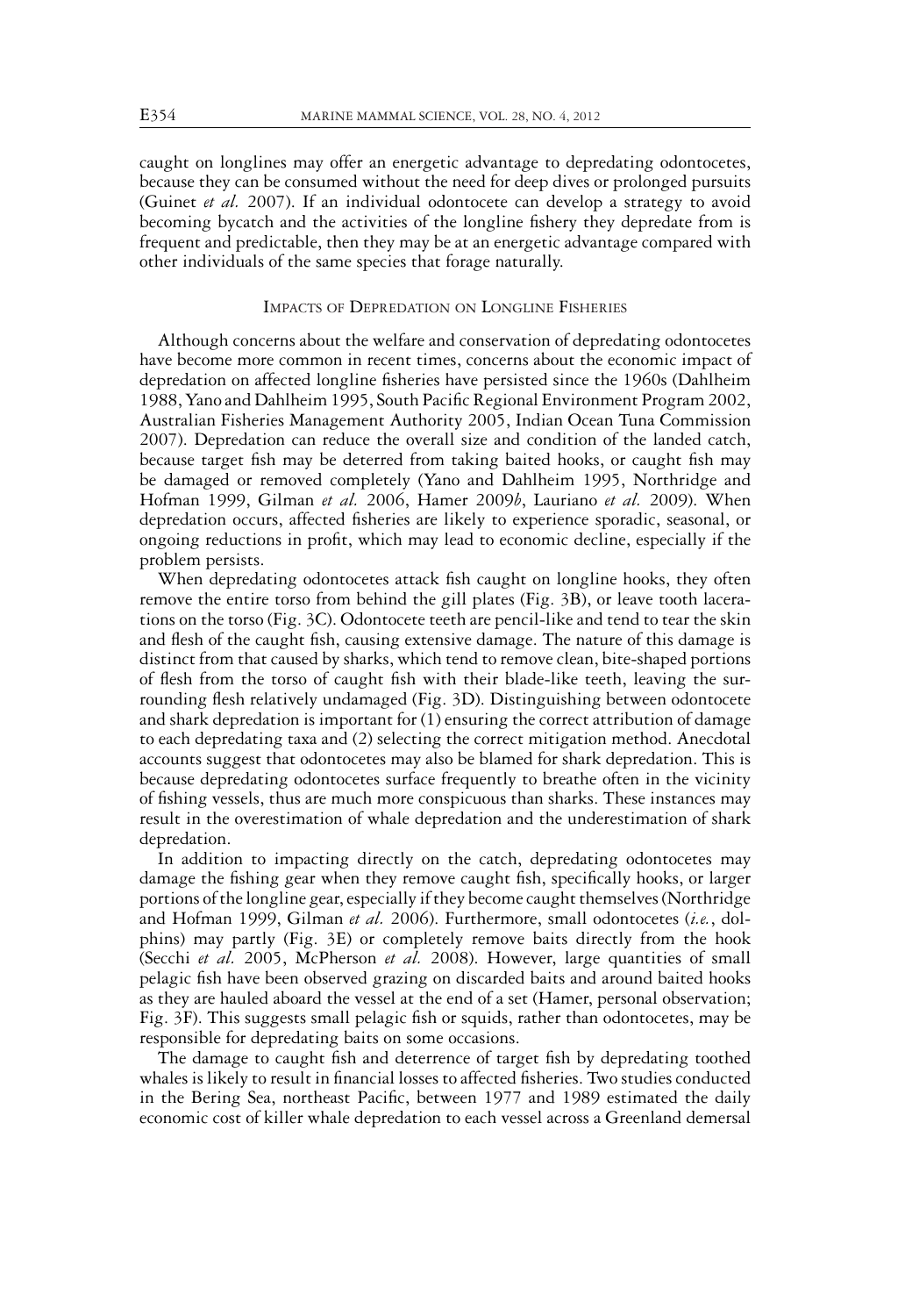caught on longlines may offer an energetic advantage to depredating odontocetes, because they can be consumed without the need for deep dives or prolonged pursuits (Guinet *et al.* 2007). If an individual odontocete can develop a strategy to avoid becoming bycatch and the activities of the longline fishery they depredate from is frequent and predictable, then they may be at an energetic advantage compared with other individuals of the same species that forage naturally.

## Impacts of Depredation on Longline Fisheries

Although concerns about the welfare and conservation of depredating odontocetes have become more common in recent times, concerns about the economic impact of depredation on affected longline fisheries have persisted since the 1960s (Dahlheim 1988, Yano and Dahlheim 1995, South Pacific Regional Environment Program 2002, Australian Fisheries Management Authority 2005, Indian Ocean Tuna Commission 2007). Depredation can reduce the overall size and condition of the landed catch, because target fish may be deterred from taking baited hooks, or caught fish may be damaged or removed completely (Yano and Dahlheim 1995, Northridge and Hofman 1999, Gilman *et al.* 2006, Hamer 2009*b*, Lauriano *et al.* 2009). When depredation occurs, affected fisheries are likely to experience sporadic, seasonal, or ongoing reductions in profit, which may lead to economic decline, especially if the problem persists.

When depredating odontocetes attack fish caught on longline hooks, they often remove the entire torso from behind the gill plates (Fig. 3B), or leave tooth lacerations on the torso (Fig. 3C). Odontocete teeth are pencil-like and tend to tear the skin and flesh of the caught fish, causing extensive damage. The nature of this damage is distinct from that caused by sharks, which tend to remove clean, bite-shaped portions of flesh from the torso of caught fish with their blade-like teeth, leaving the surrounding flesh relatively undamaged (Fig. 3D). Distinguishing between odontocete and shark depredation is important for (1) ensuring the correct attribution of damage to each depredating taxa and (2) selecting the correct mitigation method. Anecdotal accounts suggest that odontocetes may also be blamed for shark depredation. This is because depredating odontocetes surface frequently to breathe often in the vicinity of fishing vessels, thus are much more conspicuous than sharks. These instances may result in the overestimation of whale depredation and the underestimation of shark depredation.

In addition to impacting directly on the catch, depredating odontocetes may damage the fishing gear when they remove caught fish, specifically hooks, or larger portions of the longline gear, especially if they become caught themselves (Northridge and Hofman 1999, Gilman *et al.* 2006). Furthermore, small odontocetes (*i.e.*, dolphins) may partly (Fig. 3E) or completely remove baits directly from the hook (Secchi *et al.* 2005, McPherson *et al.* 2008). However, large quantities of small pelagic fish have been observed grazing on discarded baits and around baited hooks as they are hauled aboard the vessel at the end of a set (Hamer, personal observation; Fig. 3F). This suggests small pelagic fish or squids, rather than odontocetes, may be responsible for depredating baits on some occasions.

The damage to caught fish and deterrence of target fish by depredating toothed whales is likely to result in financial losses to affected fisheries. Two studies conducted in the Bering Sea, northeast Pacific, between 1977 and 1989 estimated the daily economic cost of killer whale depredation to each vessel across a Greenland demersal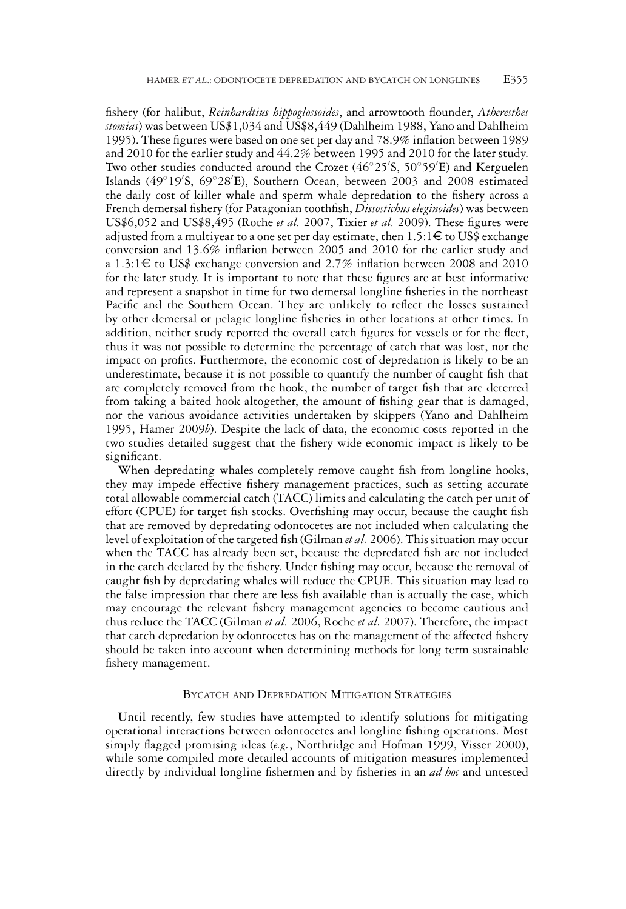fishery (for halibut, *Reinhardtius hippoglossoides*, and arrowtooth flounder, *Atheresthes stomias*) was between US$1,034 and US$8,449 (Dahlheim 1988, Yano and Dahlheim 1995). These figures were based on one set per day and 78.9% inflation between 1989 and 2010 for the earlier study and 44.2% between 1995 and 2010 for the later study. Two other studies conducted around the Crozet (46°25′S, 50°59′E) and Kerguelen Islands (49°19′S, 69°28′E), Southern Ocean, between 2003 and 2008 estimated the daily cost of killer whale and sperm whale depredation to the fishery across a French demersal fishery (for Patagonian toothfish, *Dissostichus eleginoides*) was between US$6,052 and US$8,495 (Roche *et al.* 2007, Tixier *et al.* 2009). These figures were adjusted from a multiyear to a one set per day estimate, then 1.5:1€ to US$ exchange conversion and 13.6% inflation between 2005 and 2010 for the earlier study and a 1.3:1€ to US$ exchange conversion and 2.7% inflation between 2008 and 2010 for the later study. It is important to note that these figures are at best informative and represent a snapshot in time for two demersal longline fisheries in the northeast Pacific and the Southern Ocean. They are unlikely to reflect the losses sustained by other demersal or pelagic longline fisheries in other locations at other times. In addition, neither study reported the overall catch figures for vessels or for the fleet, thus it was not possible to determine the percentage of catch that was lost, nor the impact on profits. Furthermore, the economic cost of depredation is likely to be an underestimate, because it is not possible to quantify the number of caught fish that are completely removed from the hook, the number of target fish that are deterred from taking a baited hook altogether, the amount of fishing gear that is damaged, nor the various avoidance activities undertaken by skippers (Yano and Dahlheim 1995, Hamer 2009*b*). Despite the lack of data, the economic costs reported in the two studies detailed suggest that the fishery wide economic impact is likely to be significant.

When depredating whales completely remove caught fish from longline hooks, they may impede effective fishery management practices, such as setting accurate total allowable commercial catch (TACC) limits and calculating the catch per unit of effort (CPUE) for target fish stocks. Overfishing may occur, because the caught fish that are removed by depredating odontocetes are not included when calculating the level of exploitation of the targeted fish (Gilman *et al.* 2006). This situation may occur when the TACC has already been set, because the depredated fish are not included in the catch declared by the fishery. Under fishing may occur, because the removal of caught fish by depredating whales will reduce the CPUE. This situation may lead to the false impression that there are less fish available than is actually the case, which may encourage the relevant fishery management agencies to become cautious and thus reduce the TACC (Gilman *et al.* 2006, Roche *et al.* 2007). Therefore, the impact that catch depredation by odontocetes has on the management of the affected fishery should be taken into account when determining methods for long term sustainable fishery management.

## Bycatch and Depredation Mitigation Strategies

Until recently, few studies have attempted to identify solutions for mitigating operational interactions between odontocetes and longline fishing operations. Most simply flagged promising ideas (*e.g.*, Northridge and Hofman 1999, Visser 2000), while some compiled more detailed accounts of mitigation measures implemented directly by individual longline fishermen and by fisheries in an *ad hoc* and untested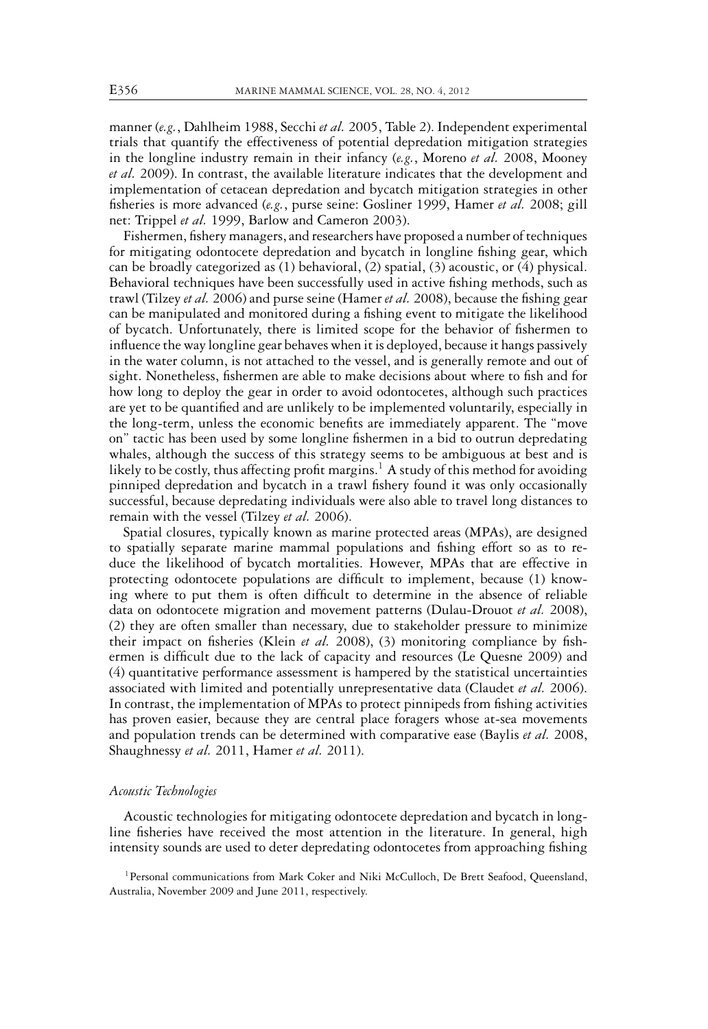manner (*e.g.*, Dahlheim 1988, Secchi *et al.* 2005, Table 2). Independent experimental trials that quantify the effectiveness of potential depredation mitigation strategies in the longline industry remain in their infancy (*e.g.*, Moreno *et al.* 2008, Mooney *et al.* 2009). In contrast, the available literature indicates that the development and implementation of cetacean depredation and bycatch mitigation strategies in other fisheries is more advanced (*e.g.*, purse seine: Gosliner 1999, Hamer *et al.* 2008; gill net: Trippel *et al.* 1999, Barlow and Cameron 2003).

Fishermen, fishery managers, and researchers have proposed a number of techniques for mitigating odontocete depredation and bycatch in longline fishing gear, which can be broadly categorized as (1) behavioral, (2) spatial, (3) acoustic, or (4) physical. Behavioral techniques have been successfully used in active fishing methods, such as trawl (Tilzey *et al.* 2006) and purse seine (Hamer *et al.* 2008), because the fishing gear can be manipulated and monitored during a fishing event to mitigate the likelihood of bycatch. Unfortunately, there is limited scope for the behavior of fishermen to influence the way longline gear behaves when it is deployed, because it hangs passively in the water column, is not attached to the vessel, and is generally remote and out of sight. Nonetheless, fishermen are able to make decisions about where to fish and for how long to deploy the gear in order to avoid odontocetes, although such practices are yet to be quantified and are unlikely to be implemented voluntarily, especially in the long-term, unless the economic benefits are immediately apparent. The "move on" tactic has been used by some longline fishermen in a bid to outrun depredating whales, although the success of this strategy seems to be ambiguous at best and is likely to be costly, thus affecting profit margins.[1] A study of this method for avoiding pinniped depredation and bycatch in a trawl fishery found it was only occasionally successful, because depredating individuals were also able to travel long distances to remain with the vessel (Tilzey *et al.* 2006).

Spatial closures, typically known as marine protected areas (MPAs), are designed to spatially separate marine mammal populations and fishing effort so as to reduce the likelihood of bycatch mortalities. However, MPAs that are effective in protecting odontocete populations are difficult to implement, because (1) knowing where to put them is often difficult to determine in the absence of reliable data on odontocete migration and movement patterns (Dulau-Drouot *et al.* 2008), (2) they are often smaller than necessary, due to stakeholder pressure to minimize their impact on fisheries (Klein *et al.* 2008), (3) monitoring compliance by fishermen is difficult due to the lack of capacity and resources (Le Quesne 2009) and (4) quantitative performance assessment is hampered by the statistical uncertainties associated with limited and potentially unrepresentative data (Claudet *et al.* 2006). In contrast, the implementation of MPAs to protect pinnipeds from fishing activities has proven easier, because they are central place foragers whose at-sea movements and population trends can be determined with comparative ease (Baylis *et al.* 2008, Shaughnessy *et al.* 2011, Hamer *et al.* 2011).

### *Acoustic Technologies*

Acoustic technologies for mitigating odontocete depredation and bycatch in longline fisheries have received the most attention in the literature. In general, high intensity sounds are used to deter depredating odontocetes from approaching fishing

[1] Personal communications from Mark Coker and Niki McCulloch, De Brett Seafood, Queensland, Australia, November 2009 and June 2011, respectively.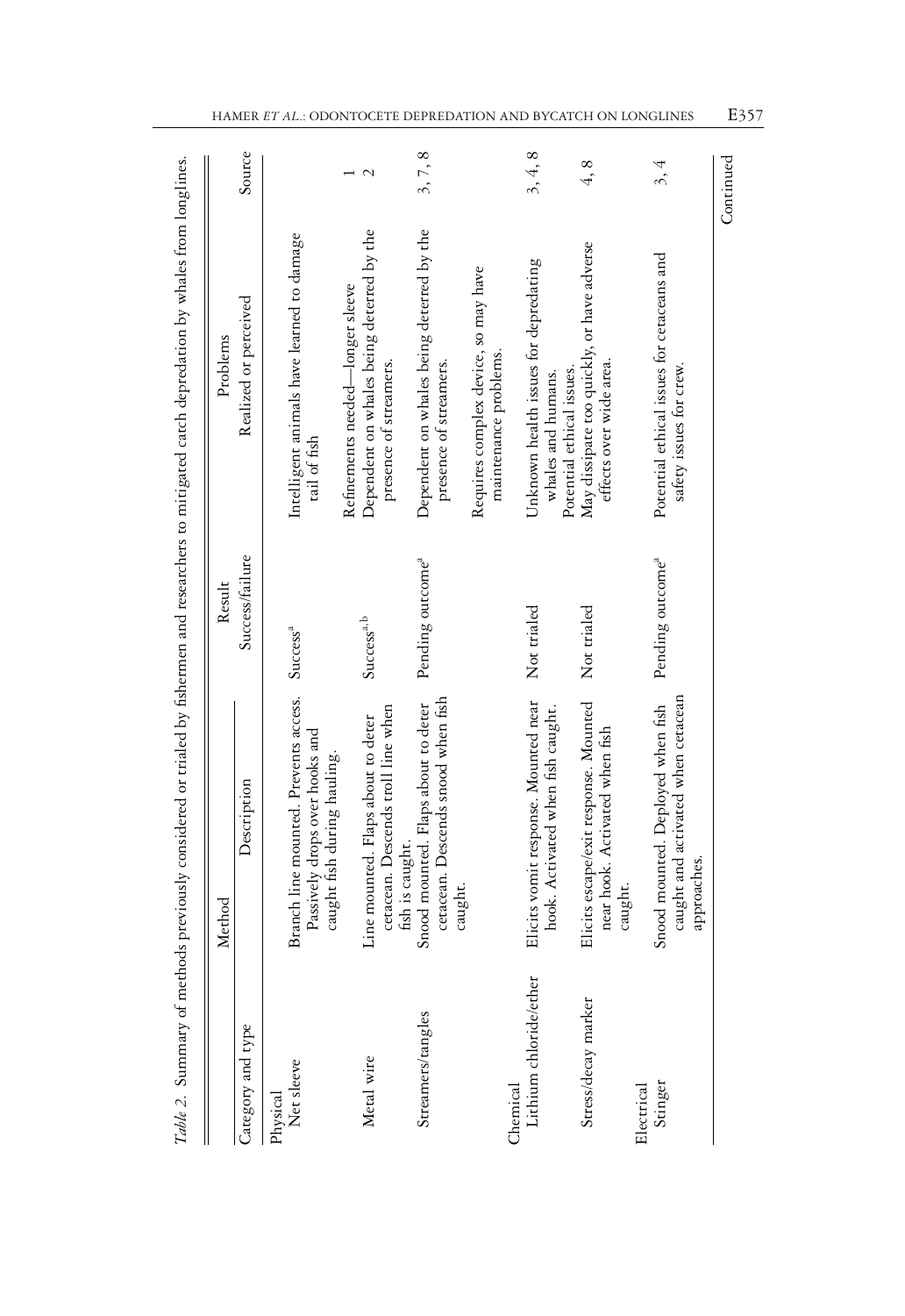*Table 2.* Summary of methods previously considered or trialed by fishermen and researchers to mitigated catch depredation by whales from longlines.

| Method | | Result | Problems | |
|---|---|---|---|---|
| Category and type | Description | Success/failure | Realized or perceived | Source |
| **Physical** | | | | |
| Net sleeve | Branch line mounted. Prevents access. Passively drops over hooks and caught fish during hauling. | Success[a] | Intelligent animals have learned to damage tail of fish | |
| | | | Refinements needed—longer sleeve | 1 |
| Metal wire | Line mounted. Flaps about to deter cetacean. Descends troll line when fish is caught. | Success[a,b] | Dependent on whales being deterred by the presence of streamers. | 2 |
| Streamers/tangles | Snood mounted. Flaps about to deter cetacean. Descends snood when fish caught. | Pending outcome[a] | Dependent on whales being deterred by the presence of streamers. | 3, 7, 8 |
| | | | Requires complex device, so may have maintenance problems. | |
| **Chemical** | | | | |
| Lithium chloride/ether | Elicits vomit response. Mounted near hook. Activated when fish caught. | Not trialed | Unknown health issues for depredating whales and humans. Potential ethical issues. | 3, 4, 8 |
| Stress/decay marker | Elicits escape/exit response. Mounted near hook. Activated when fish caught. | Not trialed | May dissipate too quickly, or have adverse effects over wide area. | 4, 8 |
| **Electrical** | | | | |
| Stinger | Snood mounted. Deployed when fish caught and activated when cetacean approaches. | Pending outcome[a] | Potential ethical issues for cetaceans and safety issues for crew. | 3, 4 |

Continued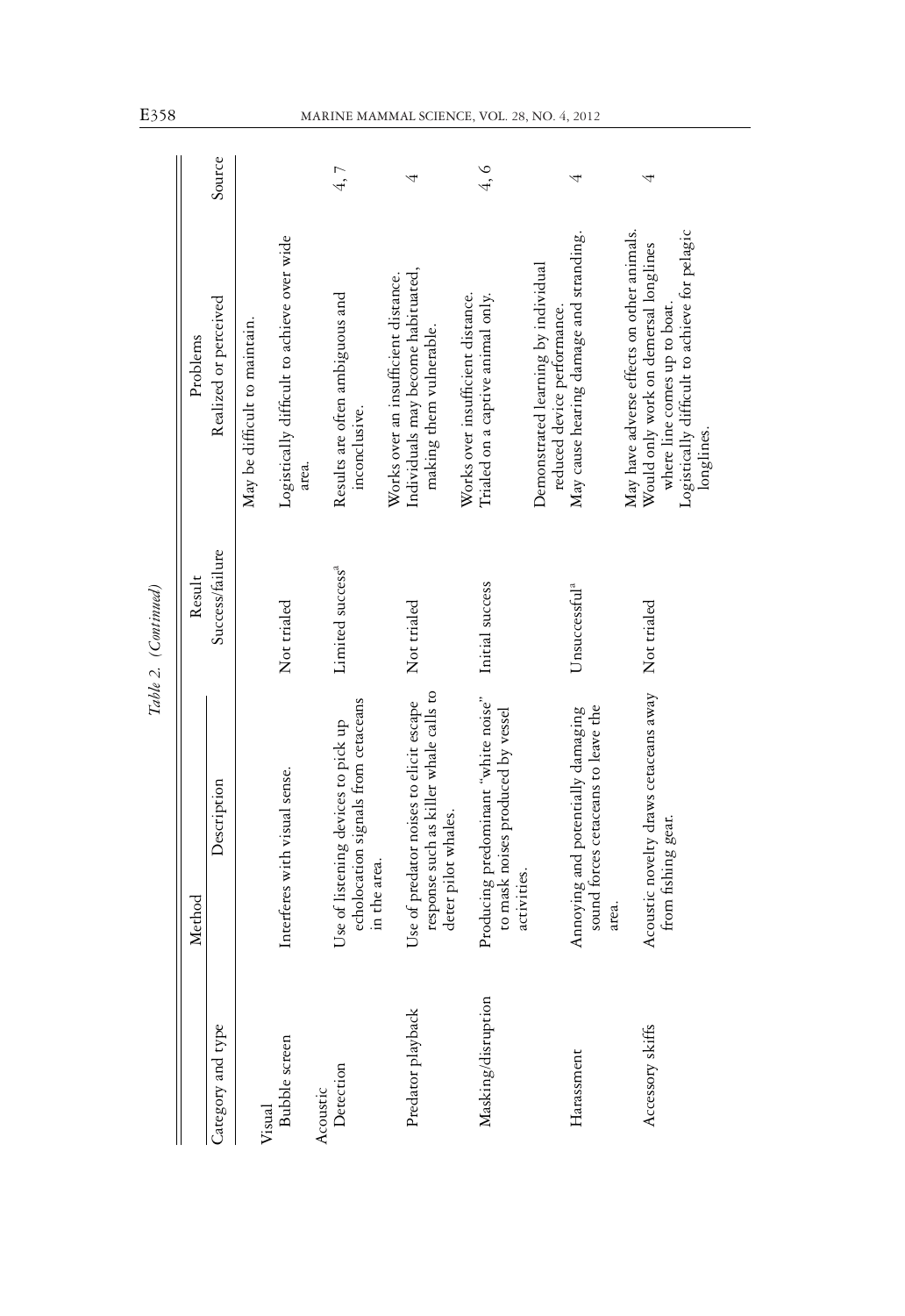Table 2. (Continued)

| Category and type | Method: Description | Result: Success/failure | Problems: Realized or perceived | Source |
|---|---|---|---|---|
| **Visual** | | | | |
| | | | May be difficult to maintain. | |
| Bubble screen | Interferes with visual sense. | Not trialed | Logistically difficult to achieve over wide area. | |
| **Acoustic** | | | | |
| Detection | Use of listening devices to pick up echolocation signals from cetaceans in the area. | Limited success[a] | Results are often ambiguous and inconclusive. | 4, 7 |
| Predator playback | Use of predator noises to elicit escape response such as killer whale calls to deter pilot whales. | Not trialed | Works over an insufficient distance. Individuals may become habituated, making them vulnerable. | 4 |
| Masking/disruption | Producing predominant "white noise" to mask noises produced by vessel activities. | Initial success | Works over insufficient distance. Trialed on a captive animal only. Demonstrated learning by individual reduced device performance. | 4, 6 |
| Harassment | Annoying and potentially damaging sound forces cetaceans to leave the area. | Unsuccessful[a] | May cause hearing damage and stranding. May have adverse effects on other animals. | 4 |
| Accessory skiffs | Acoustic novelty draws cetaceans away from fishing gear. | Not trialed | Would only work on demersal longlines where line comes up to boat. Logistically difficult to achieve for pelagic longlines. | 4 |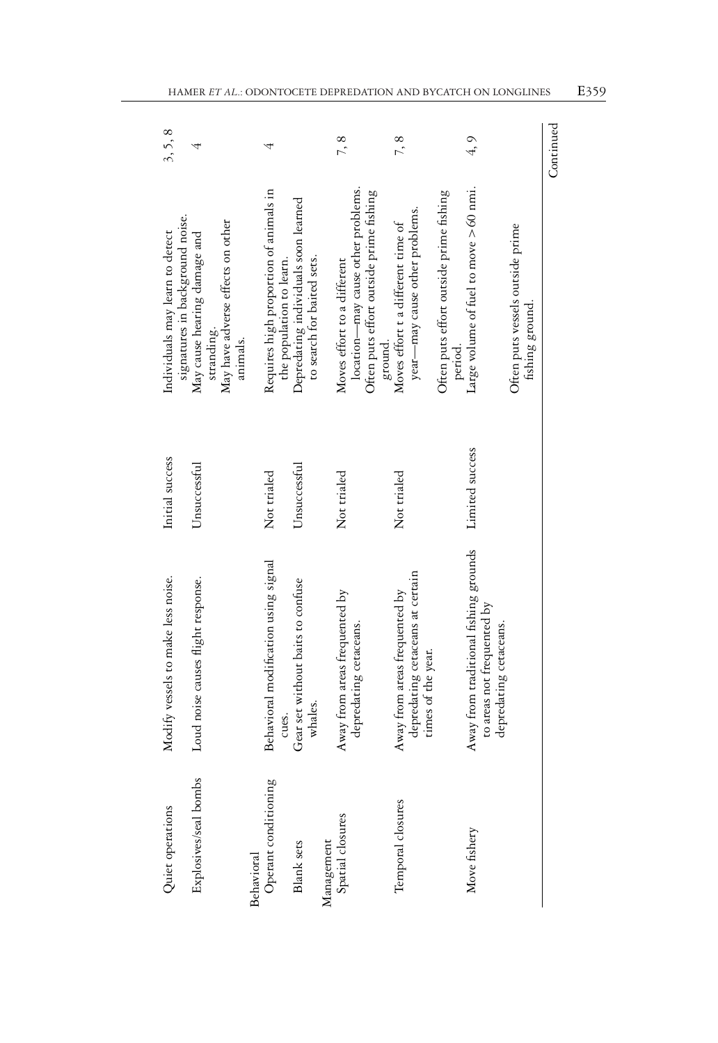| | | | | |
|---|---|---|---|---|
| Quiet operations | Modify vessels to make less noise. | Initial success | Individuals may learn to detect signatures in background noise. | 3, 5, 8 |
| Explosives/seal bombs | Loud noise causes flight response. | Unsuccessful | May cause hearing damage and stranding. May have adverse effects on other animals. | 4 |
| Behavioral | | | | |
| Operant conditioning | Behavioral modification using signal cues. | Not trialed | Requires high proportion of animals in the population to learn. | 4 |
| Blank sets | Gear set without baits to confuse whales. | Unsuccessful | Depredating individuals soon learned to search for baited sets. | |
| Management | | | | |
| Spatial closures | Away from areas frequented by depredating cetaceans. | Not trialed | Moves effort to a different location—may cause other problems. Often puts effort outside prime fishing ground. | 7, 8 |
| Temporal closures | Away from areas frequented by depredating cetaceans at certain times of the year. | Not trialed | Moves effort t a different time of year—may cause other problems. Often puts effort outside prime fishing period. | 7, 8 |
| Move fishery | Away from traditional fishing grounds to areas not frequented by depredating cetaceans. | Limited success | Large volume of fuel to move >60 nmi. Often puts vessels outside prime fishing ground. | 4, 9 |

Continued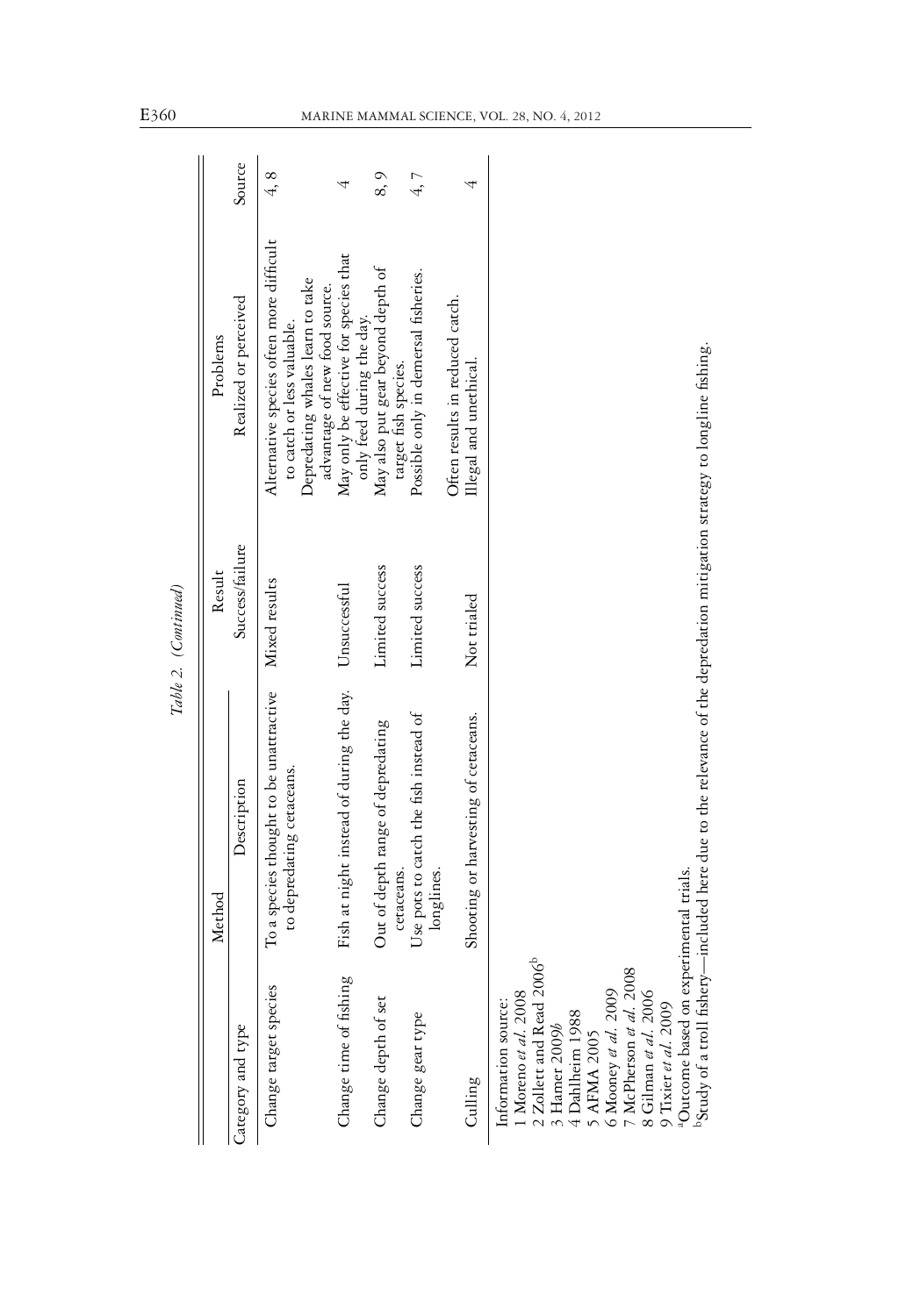Table 2. (Continued)

| Method | | Result | Problems | |
|---|---|---|---|---|
| Category and type | Description | Success/failure | Realized or perceived | Source |
| Change target species | To a species thought to be unattractive to depredating cetaceans. | Mixed results | Alternative species often more difficult to catch or less valuable. Depredating whales learn to take advantage of new food source. | 4, 8 |
| Change time of fishing | Fish at night instead of during the day. | Unsuccessful | May only be effective for species that only feed during the day. | 4 |
| Change depth of set | Out of depth range of depredating cetaceans. | Limited success | May also put gear beyond depth of target fish species. | 8, 9 |
| Change gear type | Use pots to catch the fish instead of longlines. | Limited success | Possible only in demersal fisheries. Often results in reduced catch. | 4, 7 |
| Culling | Shooting or harvesting of cetaceans. | Not trialed | Illegal and unethical. | 4 |

Information source:
1 Moreno *et al.* 2008
2 Zollett and Read 2006[b]
3 Hamer 2009*b*
4 Dahlheim 1988
5 AFMA 2005
6 Mooney *et al.* 2009
7 McPherson *et al.* 2008
8 Gilman *et al.* 2006
9 Tixier *et al.* 2009

[a]Outcome based on experimental trials.
[b]Study of a troll fishery—included here due to the relevance of the depredation mitigation strategy to longline fishing.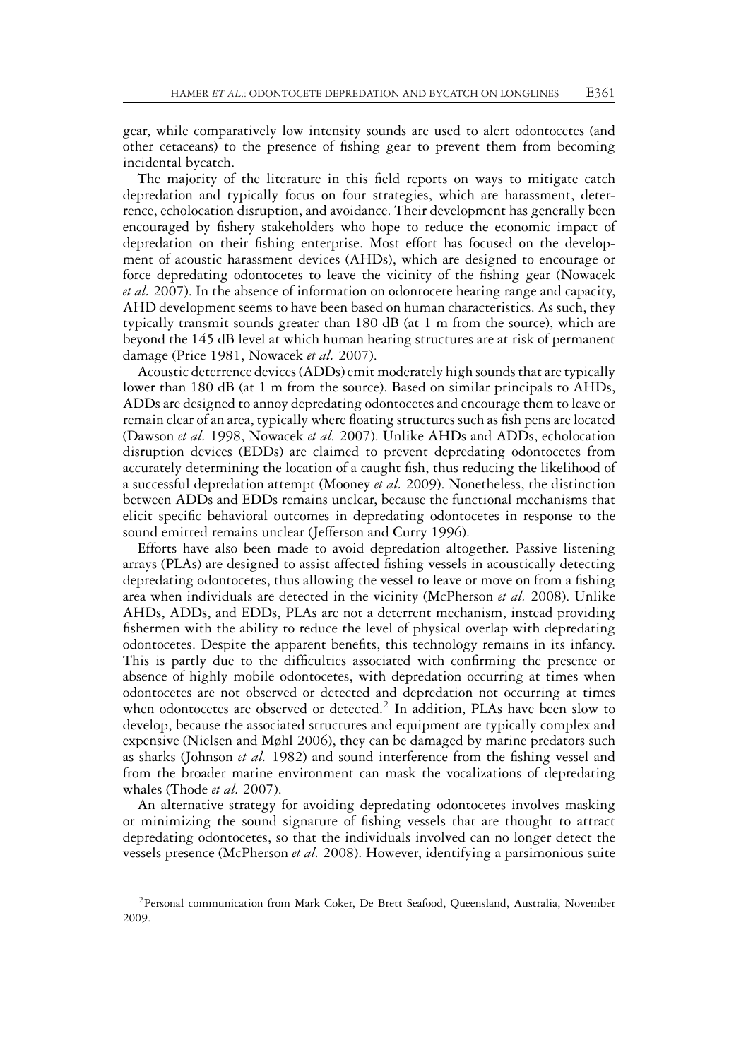gear, while comparatively low intensity sounds are used to alert odontocetes (and other cetaceans) to the presence of fishing gear to prevent them from becoming incidental bycatch.

The majority of the literature in this field reports on ways to mitigate catch depredation and typically focus on four strategies, which are harassment, deterrence, echolocation disruption, and avoidance. Their development has generally been encouraged by fishery stakeholders who hope to reduce the economic impact of depredation on their fishing enterprise. Most effort has focused on the development of acoustic harassment devices (AHDs), which are designed to encourage or force depredating odontocetes to leave the vicinity of the fishing gear (Nowacek *et al.* 2007). In the absence of information on odontocete hearing range and capacity, AHD development seems to have been based on human characteristics. As such, they typically transmit sounds greater than 180 dB (at 1 m from the source), which are beyond the 145 dB level at which human hearing structures are at risk of permanent damage (Price 1981, Nowacek *et al.* 2007).

Acoustic deterrence devices (ADDs) emit moderately high sounds that are typically lower than 180 dB (at 1 m from the source). Based on similar principals to AHDs, ADDs are designed to annoy depredating odontocetes and encourage them to leave or remain clear of an area, typically where floating structures such as fish pens are located (Dawson *et al.* 1998, Nowacek *et al.* 2007). Unlike AHDs and ADDs, echolocation disruption devices (EDDs) are claimed to prevent depredating odontocetes from accurately determining the location of a caught fish, thus reducing the likelihood of a successful depredation attempt (Mooney *et al.* 2009). Nonetheless, the distinction between ADDs and EDDs remains unclear, because the functional mechanisms that elicit specific behavioral outcomes in depredating odontocetes in response to the sound emitted remains unclear (Jefferson and Curry 1996).

Efforts have also been made to avoid depredation altogether. Passive listening arrays (PLAs) are designed to assist affected fishing vessels in acoustically detecting depredating odontocetes, thus allowing the vessel to leave or move on from a fishing area when individuals are detected in the vicinity (McPherson *et al.* 2008). Unlike AHDs, ADDs, and EDDs, PLAs are not a deterrent mechanism, instead providing fishermen with the ability to reduce the level of physical overlap with depredating odontocetes. Despite the apparent benefits, this technology remains in its infancy. This is partly due to the difficulties associated with confirming the presence or absence of highly mobile odontocetes, with depredation occurring at times when odontocetes are not observed or detected and depredation not occurring at times when odontocetes are observed or detected.[2] In addition, PLAs have been slow to develop, because the associated structures and equipment are typically complex and expensive (Nielsen and Møhl 2006), they can be damaged by marine predators such as sharks (Johnson *et al.* 1982) and sound interference from the fishing vessel and from the broader marine environment can mask the vocalizations of depredating whales (Thode *et al.* 2007).

An alternative strategy for avoiding depredating odontocetes involves masking or minimizing the sound signature of fishing vessels that are thought to attract depredating odontocetes, so that the individuals involved can no longer detect the vessels presence (McPherson *et al.* 2008). However, identifying a parsimonious suite

[2] Personal communication from Mark Coker, De Brett Seafood, Queensland, Australia, November 2009.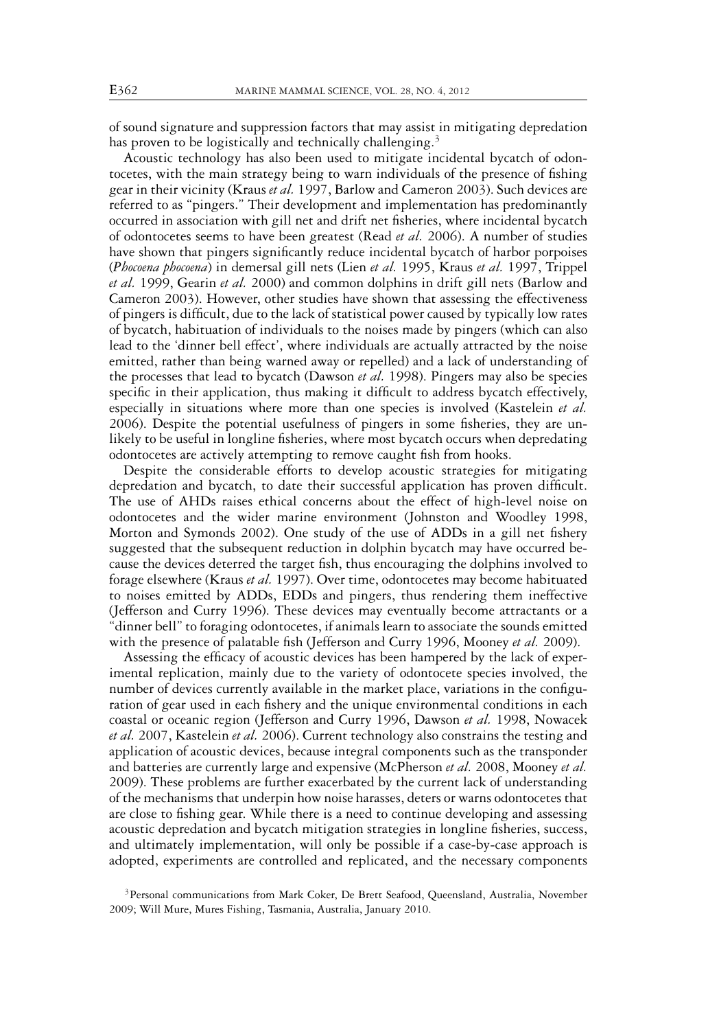of sound signature and suppression factors that may assist in mitigating depredation has proven to be logistically and technically challenging.[3]

Acoustic technology has also been used to mitigate incidental bycatch of odontocetes, with the main strategy being to warn individuals of the presence of fishing gear in their vicinity (Kraus *et al.* 1997, Barlow and Cameron 2003). Such devices are referred to as "pingers." Their development and implementation has predominantly occurred in association with gill net and drift net fisheries, where incidental bycatch of odontocetes seems to have been greatest (Read *et al.* 2006). A number of studies have shown that pingers significantly reduce incidental bycatch of harbor porpoises (*Phocoena phocoena*) in demersal gill nets (Lien *et al.* 1995, Kraus *et al.* 1997, Trippel *et al.* 1999, Gearin *et al.* 2000) and common dolphins in drift gill nets (Barlow and Cameron 2003). However, other studies have shown that assessing the effectiveness of pingers is difficult, due to the lack of statistical power caused by typically low rates of bycatch, habituation of individuals to the noises made by pingers (which can also lead to the 'dinner bell effect', where individuals are actually attracted by the noise emitted, rather than being warned away or repelled) and a lack of understanding of the processes that lead to bycatch (Dawson *et al.* 1998). Pingers may also be species specific in their application, thus making it difficult to address bycatch effectively, especially in situations where more than one species is involved (Kastelein *et al.* 2006). Despite the potential usefulness of pingers in some fisheries, they are unlikely to be useful in longline fisheries, where most bycatch occurs when depredating odontocetes are actively attempting to remove caught fish from hooks.

Despite the considerable efforts to develop acoustic strategies for mitigating depredation and bycatch, to date their successful application has proven difficult. The use of AHDs raises ethical concerns about the effect of high-level noise on odontocetes and the wider marine environment (Johnston and Woodley 1998, Morton and Symonds 2002). One study of the use of ADDs in a gill net fishery suggested that the subsequent reduction in dolphin bycatch may have occurred because the devices deterred the target fish, thus encouraging the dolphins involved to forage elsewhere (Kraus *et al.* 1997). Over time, odontocetes may become habituated to noises emitted by ADDs, EDDs and pingers, thus rendering them ineffective (Jefferson and Curry 1996). These devices may eventually become attractants or a "dinner bell" to foraging odontocetes, if animals learn to associate the sounds emitted with the presence of palatable fish (Jefferson and Curry 1996, Mooney *et al.* 2009).

Assessing the efficacy of acoustic devices has been hampered by the lack of experimental replication, mainly due to the variety of odontocete species involved, the number of devices currently available in the market place, variations in the configuration of gear used in each fishery and the unique environmental conditions in each coastal or oceanic region (Jefferson and Curry 1996, Dawson *et al.* 1998, Nowacek *et al.* 2007, Kastelein *et al.* 2006). Current technology also constrains the testing and application of acoustic devices, because integral components such as the transponder and batteries are currently large and expensive (McPherson *et al.* 2008, Mooney *et al.* 2009). These problems are further exacerbated by the current lack of understanding of the mechanisms that underpin how noise harasses, deters or warns odontocetes that are close to fishing gear. While there is a need to continue developing and assessing acoustic depredation and bycatch mitigation strategies in longline fisheries, success, and ultimately implementation, will only be possible if a case-by-case approach is adopted, experiments are controlled and replicated, and the necessary components

[3]Personal communications from Mark Coker, De Brett Seafood, Queensland, Australia, November 2009; Will Mure, Mures Fishing, Tasmania, Australia, January 2010.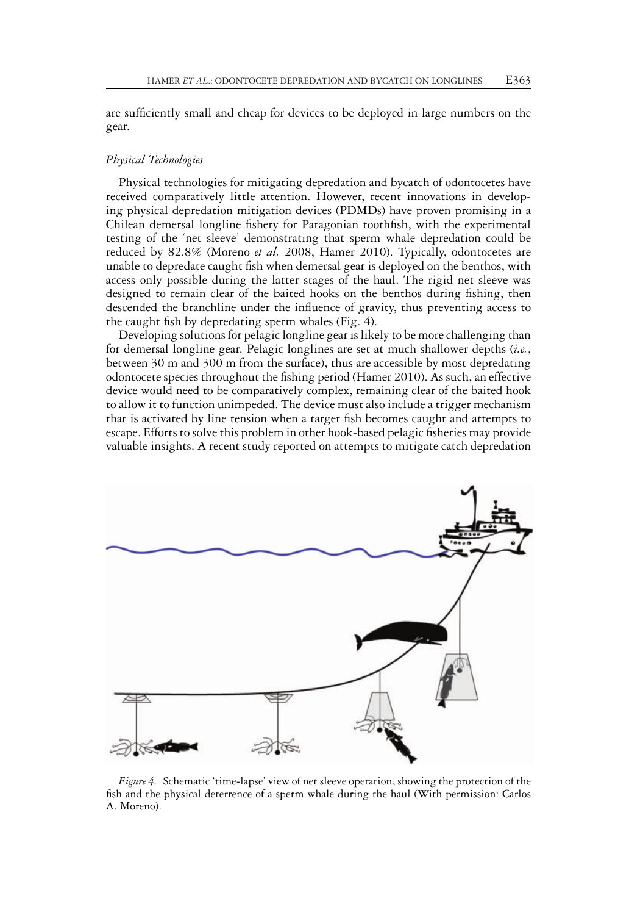are sufficiently small and cheap for devices to be deployed in large numbers on the gear.

### *Physical Technologies*

Physical technologies for mitigating depredation and bycatch of odontocetes have received comparatively little attention. However, recent innovations in developing physical depredation mitigation devices (PDMDs) have proven promising in a Chilean demersal longline fishery for Patagonian toothfish, with the experimental testing of the 'net sleeve' demonstrating that sperm whale depredation could be reduced by 82.8% (Moreno *et al.* 2008, Hamer 2010). Typically, odontocetes are unable to depredate caught fish when demersal gear is deployed on the benthos, with access only possible during the latter stages of the haul. The rigid net sleeve was designed to remain clear of the baited hooks on the benthos during fishing, then descended the branchline under the influence of gravity, thus preventing access to the caught fish by depredating sperm whales (Fig. 4).

Developing solutions for pelagic longline gear is likely to be more challenging than for demersal longline gear. Pelagic longlines are set at much shallower depths (*i.e.*, between 30 m and 300 m from the surface), thus are accessible by most depredating odontocete species throughout the fishing period (Hamer 2010). As such, an effective device would need to be comparatively complex, remaining clear of the baited hook to allow it to function unimpeded. The device must also include a trigger mechanism that is activated by line tension when a target fish becomes caught and attempts to escape. Efforts to solve this problem in other hook-based pelagic fisheries may provide valuable insights. A recent study reported on attempts to mitigate catch depredation

*Figure 4.* Schematic 'time-lapse' view of net sleeve operation, showing the protection of the fish and the physical deterrence of a sperm whale during the haul (With permission: Carlos A. Moreno).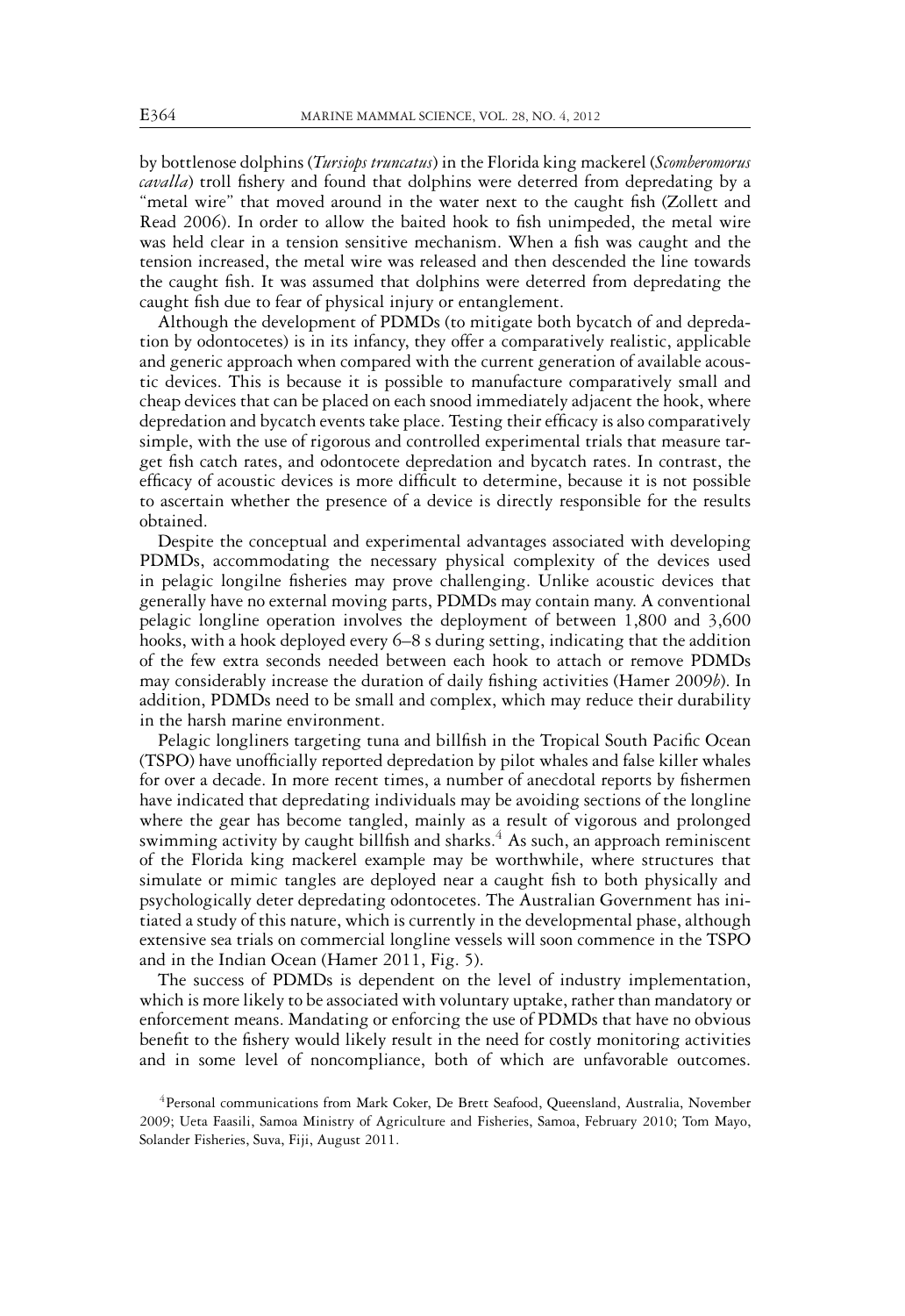by bottlenose dolphins (*Tursiops truncatus*) in the Florida king mackerel (*Scomberomorus cavalla*) troll fishery and found that dolphins were deterred from depredating by a "metal wire" that moved around in the water next to the caught fish (Zollett and Read 2006). In order to allow the baited hook to fish unimpeded, the metal wire was held clear in a tension sensitive mechanism. When a fish was caught and the tension increased, the metal wire was released and then descended the line towards the caught fish. It was assumed that dolphins were deterred from depredating the caught fish due to fear of physical injury or entanglement.

Although the development of PDMDs (to mitigate both bycatch of and depredation by odontocetes) is in its infancy, they offer a comparatively realistic, applicable and generic approach when compared with the current generation of available acoustic devices. This is because it is possible to manufacture comparatively small and cheap devices that can be placed on each snood immediately adjacent the hook, where depredation and bycatch events take place. Testing their efficacy is also comparatively simple, with the use of rigorous and controlled experimental trials that measure target fish catch rates, and odontocete depredation and bycatch rates. In contrast, the efficacy of acoustic devices is more difficult to determine, because it is not possible to ascertain whether the presence of a device is directly responsible for the results obtained.

Despite the conceptual and experimental advantages associated with developing PDMDs, accommodating the necessary physical complexity of the devices used in pelagic longilne fisheries may prove challenging. Unlike acoustic devices that generally have no external moving parts, PDMDs may contain many. A conventional pelagic longline operation involves the deployment of between 1,800 and 3,600 hooks, with a hook deployed every 6–8 s during setting, indicating that the addition of the few extra seconds needed between each hook to attach or remove PDMDs may considerably increase the duration of daily fishing activities (Hamer 2009*b*). In addition, PDMDs need to be small and complex, which may reduce their durability in the harsh marine environment.

Pelagic longliners targeting tuna and billfish in the Tropical South Pacific Ocean (TSPO) have unofficially reported depredation by pilot whales and false killer whales for over a decade. In more recent times, a number of anecdotal reports by fishermen have indicated that depredating individuals may be avoiding sections of the longline where the gear has become tangled, mainly as a result of vigorous and prolonged swimming activity by caught billfish and sharks.[4] As such, an approach reminiscent of the Florida king mackerel example may be worthwhile, where structures that simulate or mimic tangles are deployed near a caught fish to both physically and psychologically deter depredating odontocetes. The Australian Government has initiated a study of this nature, which is currently in the developmental phase, although extensive sea trials on commercial longline vessels will soon commence in the TSPO and in the Indian Ocean (Hamer 2011, Fig. 5).

The success of PDMDs is dependent on the level of industry implementation, which is more likely to be associated with voluntary uptake, rather than mandatory or enforcement means. Mandating or enforcing the use of PDMDs that have no obvious benefit to the fishery would likely result in the need for costly monitoring activities and in some level of noncompliance, both of which are unfavorable outcomes.

[4]Personal communications from Mark Coker, De Brett Seafood, Queensland, Australia, November 2009; Ueta Faasili, Samoa Ministry of Agriculture and Fisheries, Samoa, February 2010; Tom Mayo, Solander Fisheries, Suva, Fiji, August 2011.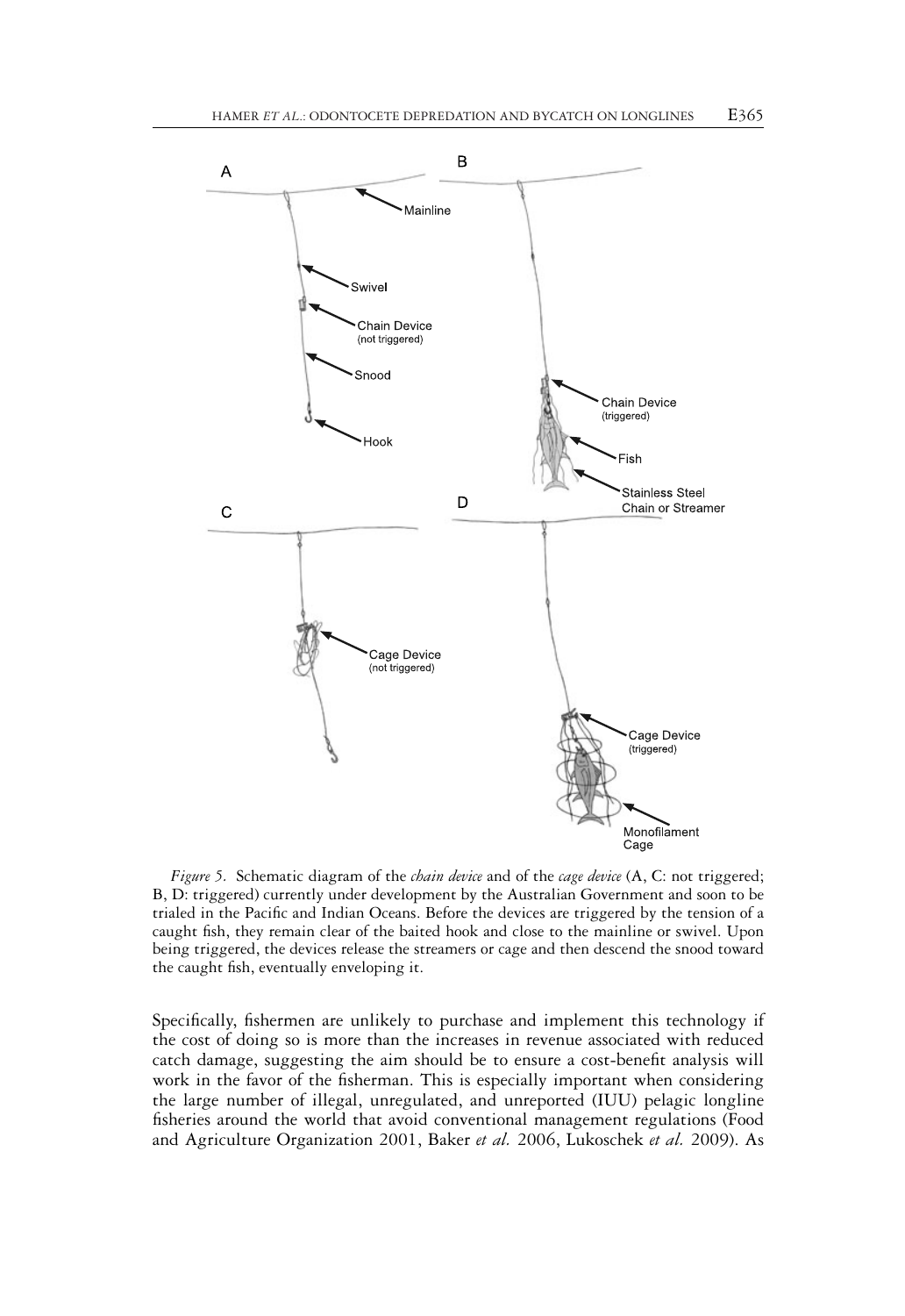*Figure 5.* Schematic diagram of the *chain device* and of the *cage device* (A, C: not triggered; B, D: triggered) currently under development by the Australian Government and soon to be trialed in the Pacific and Indian Oceans. Before the devices are triggered by the tension of a caught fish, they remain clear of the baited hook and close to the mainline or swivel. Upon being triggered, the devices release the streamers or cage and then descend the snood toward the caught fish, eventually enveloping it.

Specifically, fishermen are unlikely to purchase and implement this technology if the cost of doing so is more than the increases in revenue associated with reduced catch damage, suggesting the aim should be to ensure a cost-benefit analysis will work in the favor of the fisherman. This is especially important when considering the large number of illegal, unregulated, and unreported (IUU) pelagic longline fisheries around the world that avoid conventional management regulations (Food and Agriculture Organization 2001, Baker *et al.* 2006, Lukoschek *et al.* 2009). As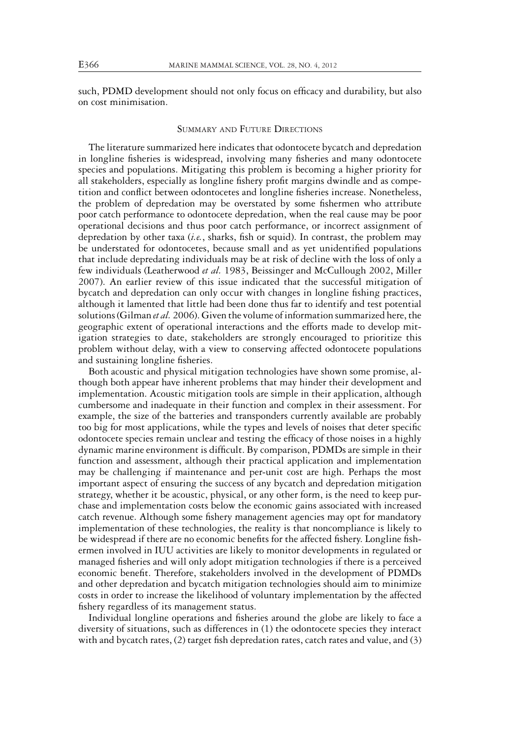such, PDMD development should not only focus on efficacy and durability, but also on cost minimisation.

## Summary and Future Directions

The literature summarized here indicates that odontocete bycatch and depredation in longline fisheries is widespread, involving many fisheries and many odontocete species and populations. Mitigating this problem is becoming a higher priority for all stakeholders, especially as longline fishery profit margins dwindle and as competition and conflict between odontocetes and longline fisheries increase. Nonetheless, the problem of depredation may be overstated by some fishermen who attribute poor catch performance to odontocete depredation, when the real cause may be poor operational decisions and thus poor catch performance, or incorrect assignment of depredation by other taxa (*i.e.*, sharks, fish or squid). In contrast, the problem may be understated for odontocetes, because small and as yet unidentified populations that include depredating individuals may be at risk of decline with the loss of only a few individuals (Leatherwood *et al.* 1983, Beissinger and McCullough 2002, Miller 2007). An earlier review of this issue indicated that the successful mitigation of bycatch and depredation can only occur with changes in longline fishing practices, although it lamented that little had been done thus far to identify and test potential solutions (Gilman *et al.* 2006). Given the volume of information summarized here, the geographic extent of operational interactions and the efforts made to develop mitigation strategies to date, stakeholders are strongly encouraged to prioritize this problem without delay, with a view to conserving affected odontocete populations and sustaining longline fisheries.

Both acoustic and physical mitigation technologies have shown some promise, although both appear have inherent problems that may hinder their development and implementation. Acoustic mitigation tools are simple in their application, although cumbersome and inadequate in their function and complex in their assessment. For example, the size of the batteries and transponders currently available are probably too big for most applications, while the types and levels of noises that deter specific odontocete species remain unclear and testing the efficacy of those noises in a highly dynamic marine environment is difficult. By comparison, PDMDs are simple in their function and assessment, although their practical application and implementation may be challenging if maintenance and per-unit cost are high. Perhaps the most important aspect of ensuring the success of any bycatch and depredation mitigation strategy, whether it be acoustic, physical, or any other form, is the need to keep purchase and implementation costs below the economic gains associated with increased catch revenue. Although some fishery management agencies may opt for mandatory implementation of these technologies, the reality is that noncompliance is likely to be widespread if there are no economic benefits for the affected fishery. Longline fishermen involved in IUU activities are likely to monitor developments in regulated or managed fisheries and will only adopt mitigation technologies if there is a perceived economic benefit. Therefore, stakeholders involved in the development of PDMDs and other depredation and bycatch mitigation technologies should aim to minimize costs in order to increase the likelihood of voluntary implementation by the affected fishery regardless of its management status.

Individual longline operations and fisheries around the globe are likely to face a diversity of situations, such as differences in (1) the odontocete species they interact with and bycatch rates, (2) target fish depredation rates, catch rates and value, and (3)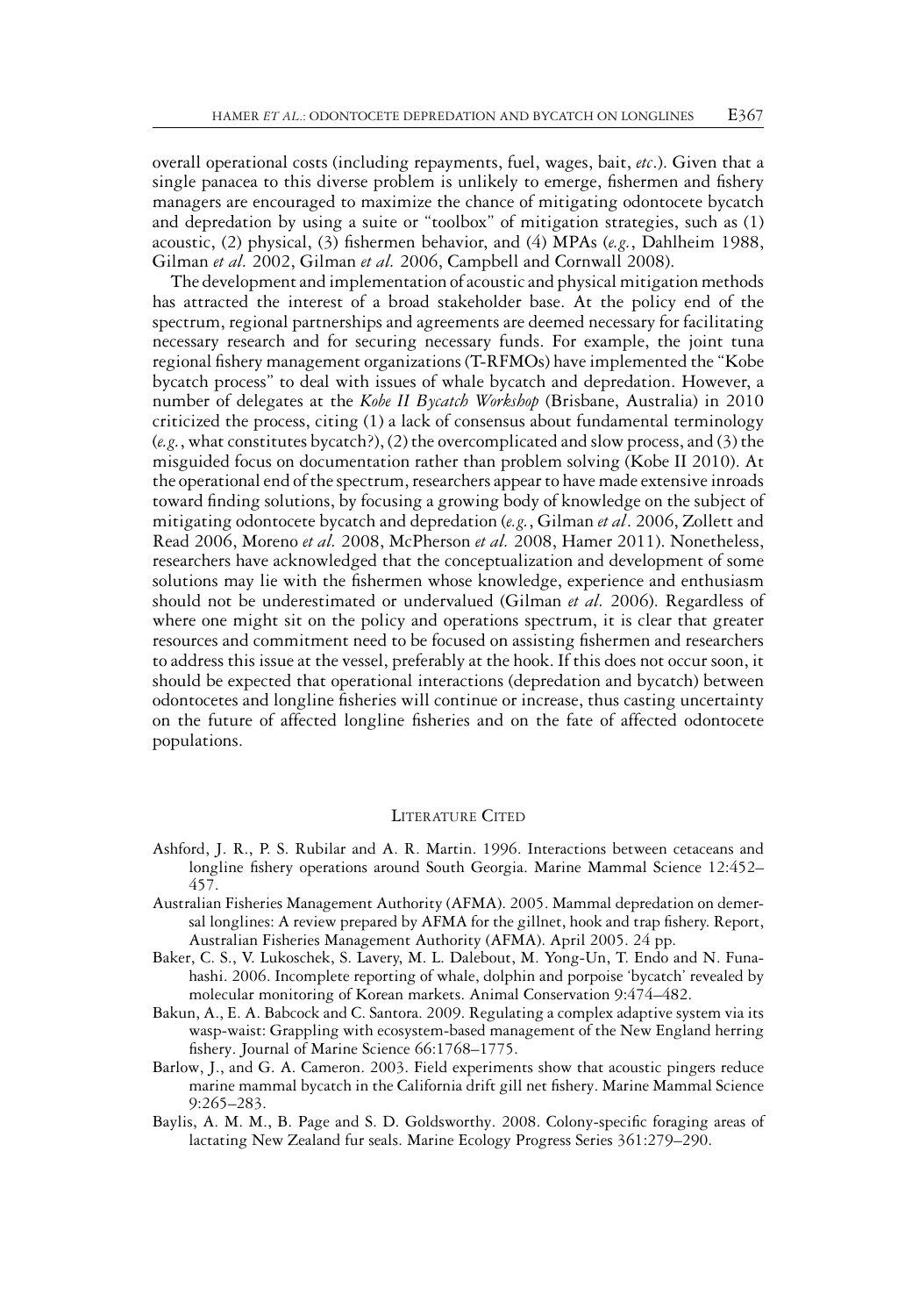overall operational costs (including repayments, fuel, wages, bait, *etc*.). Given that a single panacea to this diverse problem is unlikely to emerge, fishermen and fishery managers are encouraged to maximize the chance of mitigating odontocete bycatch and depredation by using a suite or "toolbox" of mitigation strategies, such as (1) acoustic, (2) physical, (3) fishermen behavior, and (4) MPAs (*e.g.*, Dahlheim 1988, Gilman *et al.* 2002, Gilman *et al.* 2006, Campbell and Cornwall 2008).

The development and implementation of acoustic and physical mitigation methods has attracted the interest of a broad stakeholder base. At the policy end of the spectrum, regional partnerships and agreements are deemed necessary for facilitating necessary research and for securing necessary funds. For example, the joint tuna regional fishery management organizations (T-RFMOs) have implemented the "Kobe bycatch process" to deal with issues of whale bycatch and depredation. However, a number of delegates at the *Kobe II Bycatch Workshop* (Brisbane, Australia) in 2010 criticized the process, citing (1) a lack of consensus about fundamental terminology (*e.g.*, what constitutes bycatch?), (2) the overcomplicated and slow process, and (3) the misguided focus on documentation rather than problem solving (Kobe II 2010). At the operational end of the spectrum, researchers appear to have made extensive inroads toward finding solutions, by focusing a growing body of knowledge on the subject of mitigating odontocete bycatch and depredation (*e.g.*, Gilman *et al*. 2006, Zollett and Read 2006, Moreno *et al.* 2008, McPherson *et al.* 2008, Hamer 2011). Nonetheless, researchers have acknowledged that the conceptualization and development of some solutions may lie with the fishermen whose knowledge, experience and enthusiasm should not be underestimated or undervalued (Gilman *et al.* 2006). Regardless of where one might sit on the policy and operations spectrum, it is clear that greater resources and commitment need to be focused on assisting fishermen and researchers to address this issue at the vessel, preferably at the hook. If this does not occur soon, it should be expected that operational interactions (depredation and bycatch) between odontocetes and longline fisheries will continue or increase, thus casting uncertainty on the future of affected longline fisheries and on the fate of affected odontocete populations.

## Literature Cited

Ashford, J. R., P. S. Rubilar and A. R. Martin. 1996. Interactions between cetaceans and longline fishery operations around South Georgia. Marine Mammal Science 12:452–457.

Australian Fisheries Management Authority (AFMA). 2005. Mammal depredation on demersal longlines: A review prepared by AFMA for the gillnet, hook and trap fishery. Report, Australian Fisheries Management Authority (AFMA). April 2005. 24 pp.

Baker, C. S., V. Lukoschek, S. Lavery, M. L. Dalebout, M. Yong-Un, T. Endo and N. Funahashi. 2006. Incomplete reporting of whale, dolphin and porpoise 'bycatch' revealed by molecular monitoring of Korean markets. Animal Conservation 9:474–482.

Bakun, A., E. A. Babcock and C. Santora. 2009. Regulating a complex adaptive system via its wasp-waist: Grappling with ecosystem-based management of the New England herring fishery. Journal of Marine Science 66:1768–1775.

Barlow, J., and G. A. Cameron. 2003. Field experiments show that acoustic pingers reduce marine mammal bycatch in the California drift gill net fishery. Marine Mammal Science 9:265–283.

Baylis, A. M. M., B. Page and S. D. Goldsworthy. 2008. Colony-specific foraging areas of lactating New Zealand fur seals. Marine Ecology Progress Series 361:279–290.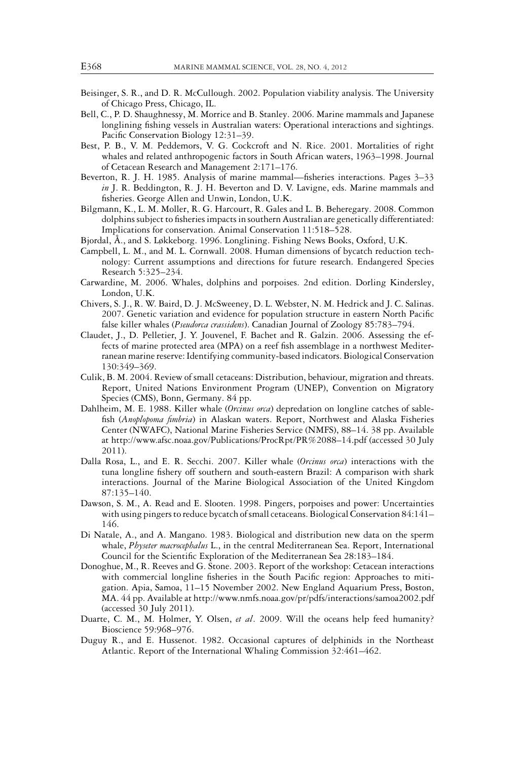Beisinger, S. R., and D. R. McCullough. 2002. Population viability analysis. The University of Chicago Press, Chicago, IL.

Bell, C., P. D. Shaughnessy, M. Morrice and B. Stanley. 2006. Marine mammals and Japanese longlining fishing vessels in Australian waters: Operational interactions and sightings. Pacific Conservation Biology 12:31–39.

Best, P. B., V. M. Peddemors, V. G. Cockcroft and N. Rice. 2001. Mortalities of right whales and related anthropogenic factors in South African waters, 1963–1998. Journal of Cetacean Research and Management 2:171–176.

Beverton, R. J. H. 1985. Analysis of marine mammal—fisheries interactions. Pages 3–33 *in* J. R. Beddington, R. J. H. Beverton and D. V. Lavigne, eds. Marine mammals and fisheries. George Allen and Unwin, London, U.K.

Bilgmann, K., L. M. Moller, R. G. Harcourt, R. Gales and L. B. Beheregary. 2008. Common dolphins subject to fisheries impacts in southern Australian are genetically differentiated: Implications for conservation. Animal Conservation 11:518–528.

Bjordal, Å., and S. Løkkeborg. 1996. Longlining. Fishing News Books, Oxford, U.K.

Campbell, L. M., and M. L. Cornwall. 2008. Human dimensions of bycatch reduction technology: Current assumptions and directions for future research. Endangered Species Research 5:325–234.

Carwardine, M. 2006. Whales, dolphins and porpoises. 2nd edition. Dorling Kindersley, London, U.K.

Chivers, S. J., R. W. Baird, D. J. McSweeney, D. L. Webster, N. M. Hedrick and J. C. Salinas. 2007. Genetic variation and evidence for population structure in eastern North Pacific false killer whales (*Pseudorca crassidens*). Canadian Journal of Zoology 85:783–794.

Claudet, J., D. Pelletier, J. Y. Jouvenel, F. Bachet and R. Galzin. 2006. Assessing the effects of marine protected area (MPA) on a reef fish assemblage in a northwest Mediterranean marine reserve: Identifying community-based indicators. Biological Conservation 130:349–369.

Culik, B. M. 2004. Review of small cetaceans: Distribution, behaviour, migration and threats. Report, United Nations Environment Program (UNEP), Convention on Migratory Species (CMS), Bonn, Germany. 84 pp.

Dahlheim, M. E. 1988. Killer whale (*Orcinus orca*) depredation on longline catches of sablefish (*Anoplopoma fimbria*) in Alaskan waters. Report, Northwest and Alaska Fisheries Center (NWAFC), National Marine Fisheries Service (NMFS), 88–14. 38 pp. Available at http://www.afsc.noaa.gov/Publications/ProcRpt/PR%2088–14.pdf (accessed 30 July 2011).

Dalla Rosa, L., and E. R. Secchi. 2007. Killer whale (*Orcinus orca*) interactions with the tuna longline fishery off southern and south-eastern Brazil: A comparison with shark interactions. Journal of the Marine Biological Association of the United Kingdom 87:135–140.

Dawson, S. M., A. Read and E. Slooten. 1998. Pingers, porpoises and power: Uncertainties with using pingers to reduce bycatch of small cetaceans. Biological Conservation 84:141–146.

Di Natale, A., and A. Mangano. 1983. Biological and distribution new data on the sperm whale, *Physeter macrocephalus* L., in the central Mediterranean Sea. Report, International Council for the Scientific Exploration of the Mediterranean Sea 28:183–184.

Donoghue, M., R. Reeves and G. Stone. 2003. Report of the workshop: Cetacean interactions with commercial longline fisheries in the South Pacific region: Approaches to mitigation. Apia, Samoa, 11–15 November 2002. New England Aquarium Press, Boston, MA. 44 pp. Available at http://www.nmfs.noaa.gov/pr/pdfs/interactions/samoa2002.pdf (accessed 30 July 2011).

Duarte, C. M., M. Holmer, Y. Olsen, *et al*. 2009. Will the oceans help feed humanity? Bioscience 59:968–976.

Duguy R., and E. Hussenot. 1982. Occasional captures of delphinids in the Northeast Atlantic. Report of the International Whaling Commission 32:461–462.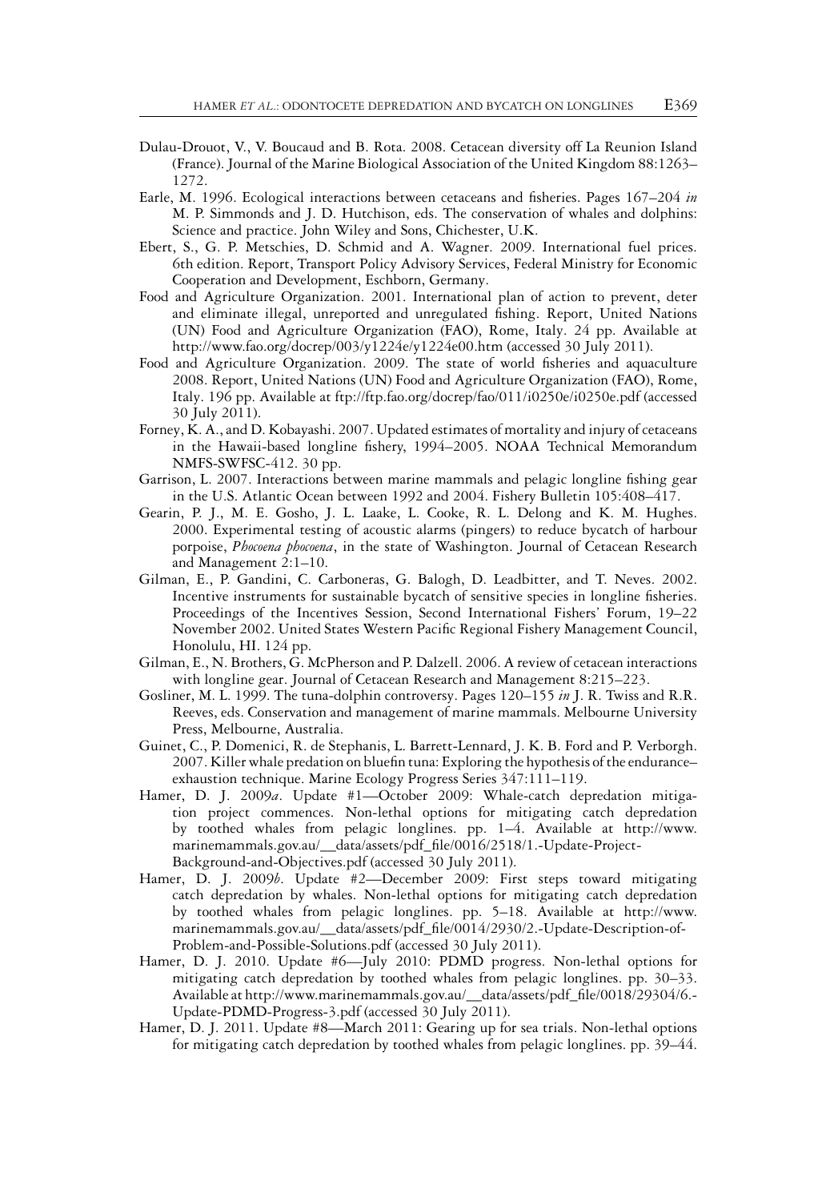Dulau-Drouot, V., V. Boucaud and B. Rota. 2008. Cetacean diversity off La Reunion Island (France). Journal of the Marine Biological Association of the United Kingdom 88:1263–1272.

Earle, M. 1996. Ecological interactions between cetaceans and fisheries. Pages 167–204 *in* M. P. Simmonds and J. D. Hutchison, eds. The conservation of whales and dolphins: Science and practice. John Wiley and Sons, Chichester, U.K.

Ebert, S., G. P. Metschies, D. Schmid and A. Wagner. 2009. International fuel prices. 6th edition. Report, Transport Policy Advisory Services, Federal Ministry for Economic Cooperation and Development, Eschborn, Germany.

Food and Agriculture Organization. 2001. International plan of action to prevent, deter and eliminate illegal, unreported and unregulated fishing. Report, United Nations (UN) Food and Agriculture Organization (FAO), Rome, Italy. 24 pp. Available at http://www.fao.org/docrep/003/y1224e/y1224e00.htm (accessed 30 July 2011).

Food and Agriculture Organization. 2009. The state of world fisheries and aquaculture 2008. Report, United Nations (UN) Food and Agriculture Organization (FAO), Rome, Italy. 196 pp. Available at ftp://ftp.fao.org/docrep/fao/011/i0250e/i0250e.pdf (accessed 30 July 2011).

Forney, K. A., and D. Kobayashi. 2007. Updated estimates of mortality and injury of cetaceans in the Hawaii-based longline fishery, 1994–2005. NOAA Technical Memorandum NMFS-SWFSC-412. 30 pp.

Garrison, L. 2007. Interactions between marine mammals and pelagic longline fishing gear in the U.S. Atlantic Ocean between 1992 and 2004. Fishery Bulletin 105:408–417.

Gearin, P. J., M. E. Gosho, J. L. Laake, L. Cooke, R. L. Delong and K. M. Hughes. 2000. Experimental testing of acoustic alarms (pingers) to reduce bycatch of harbour porpoise, *Phocoena phocoena*, in the state of Washington. Journal of Cetacean Research and Management 2:1–10.

Gilman, E., P. Gandini, C. Carboneras, G. Balogh, D. Leadbitter, and T. Neves. 2002. Incentive instruments for sustainable bycatch of sensitive species in longline fisheries. Proceedings of the Incentives Session, Second International Fishers' Forum, 19–22 November 2002. United States Western Pacific Regional Fishery Management Council, Honolulu, HI. 124 pp.

Gilman, E., N. Brothers, G. McPherson and P. Dalzell. 2006. A review of cetacean interactions with longline gear. Journal of Cetacean Research and Management 8:215–223.

Gosliner, M. L. 1999. The tuna-dolphin controversy. Pages 120–155 *in* J. R. Twiss and R.R. Reeves, eds. Conservation and management of marine mammals. Melbourne University Press, Melbourne, Australia.

Guinet, C., P. Domenici, R. de Stephanis, L. Barrett-Lennard, J. K. B. Ford and P. Verborgh. 2007. Killer whale predation on bluefin tuna: Exploring the hypothesis of the endurance–exhaustion technique. Marine Ecology Progress Series 347:111–119.

Hamer, D. J. 2009*a*. Update #1—October 2009: Whale-catch depredation mitigation project commences. Non-lethal options for mitigating catch depredation by toothed whales from pelagic longlines. pp. 1–4. Available at http://www.marinemammals.gov.au/__data/assets/pdf_file/0016/2518/1.-Update-Project-Background-and-Objectives.pdf (accessed 30 July 2011).

Hamer, D. J. 2009*b*. Update #2—December 2009: First steps toward mitigating catch depredation by whales. Non-lethal options for mitigating catch depredation by toothed whales from pelagic longlines. pp. 5–18. Available at http://www.marinemammals.gov.au/__data/assets/pdf_file/0014/2930/2.-Update-Description-of-Problem-and-Possible-Solutions.pdf (accessed 30 July 2011).

Hamer, D. J. 2010. Update #6—July 2010: PDMD progress. Non-lethal options for mitigating catch depredation by toothed whales from pelagic longlines. pp. 30–33. Available at http://www.marinemammals.gov.au/__data/assets/pdf_file/0018/29304/6.-Update-PDMD-Progress-3.pdf (accessed 30 July 2011).

Hamer, D. J. 2011. Update #8—March 2011: Gearing up for sea trials. Non-lethal options for mitigating catch depredation by toothed whales from pelagic longlines. pp. 39–44.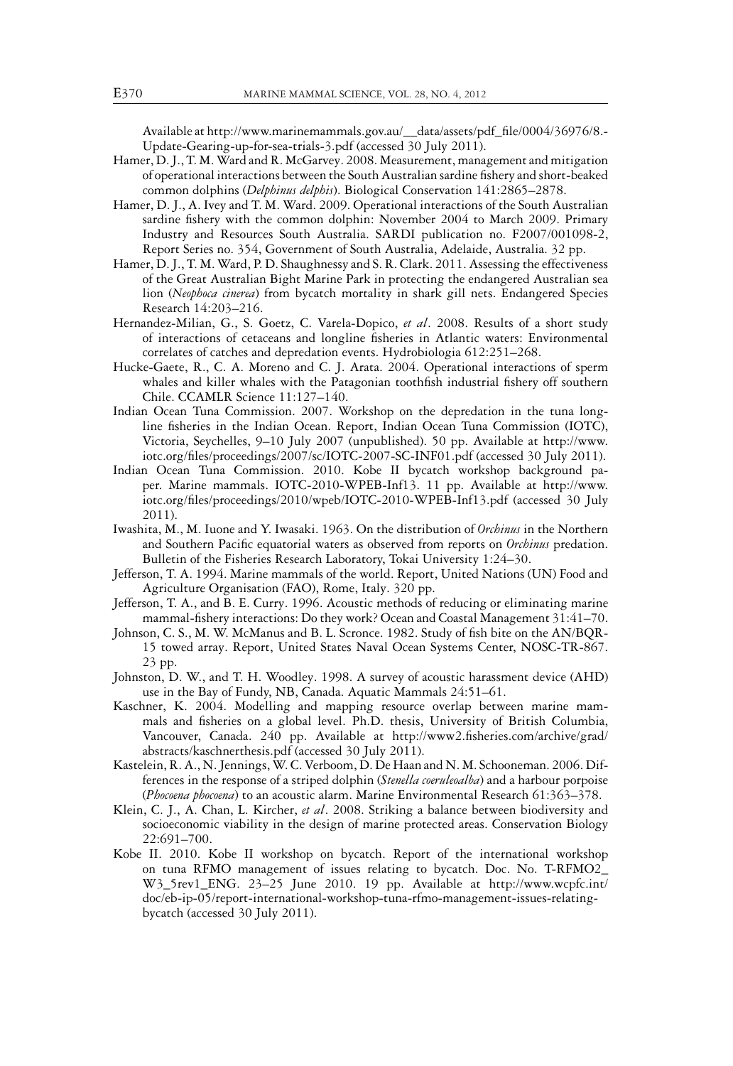Available at http://www.marinemammals.gov.au/__data/assets/pdf_file/0004/36976/8.-Update-Gearing-up-for-sea-trials-3.pdf (accessed 30 July 2011).

Hamer, D. J., T. M. Ward and R. McGarvey. 2008. Measurement, management and mitigation of operational interactions between the South Australian sardine fishery and short-beaked common dolphins (*Delphinus delphis*). Biological Conservation 141:2865–2878.

Hamer, D. J., A. Ivey and T. M. Ward. 2009. Operational interactions of the South Australian sardine fishery with the common dolphin: November 2004 to March 2009. Primary Industry and Resources South Australia. SARDI publication no. F2007/001098-2, Report Series no. 354, Government of South Australia, Adelaide, Australia. 32 pp.

Hamer, D. J., T. M. Ward, P. D. Shaughnessy and S. R. Clark. 2011. Assessing the effectiveness of the Great Australian Bight Marine Park in protecting the endangered Australian sea lion (*Neophoca cinerea*) from bycatch mortality in shark gill nets. Endangered Species Research 14:203–216.

Hernandez-Milian, G., S. Goetz, C. Varela-Dopico, *et al*. 2008. Results of a short study of interactions of cetaceans and longline fisheries in Atlantic waters: Environmental correlates of catches and depredation events. Hydrobiologia 612:251–268.

Hucke-Gaete, R., C. A. Moreno and C. J. Arata. 2004. Operational interactions of sperm whales and killer whales with the Patagonian toothfish industrial fishery off southern Chile. CCAMLR Science 11:127–140.

Indian Ocean Tuna Commission. 2007. Workshop on the depredation in the tuna longline fisheries in the Indian Ocean. Report, Indian Ocean Tuna Commission (IOTC), Victoria, Seychelles, 9–10 July 2007 (unpublished). 50 pp. Available at http://www.iotc.org/files/proceedings/2007/sc/IOTC-2007-SC-INF01.pdf (accessed 30 July 2011).

Indian Ocean Tuna Commission. 2010. Kobe II bycatch workshop background paper. Marine mammals. IOTC-2010-WPEB-Inf13. 11 pp. Available at http://www.iotc.org/files/proceedings/2010/wpeb/IOTC-2010-WPEB-Inf13.pdf (accessed 30 July 2011).

Iwashita, M., M. Iuone and Y. Iwasaki. 1963. On the distribution of *Orchinus* in the Northern and Southern Pacific equatorial waters as observed from reports on *Orchinus* predation. Bulletin of the Fisheries Research Laboratory, Tokai University 1:24–30.

Jefferson, T. A. 1994. Marine mammals of the world. Report, United Nations (UN) Food and Agriculture Organisation (FAO), Rome, Italy. 320 pp.

Jefferson, T. A., and B. E. Curry. 1996. Acoustic methods of reducing or eliminating marine mammal-fishery interactions: Do they work? Ocean and Coastal Management 31:41–70.

Johnson, C. S., M. W. McManus and B. L. Scronce. 1982. Study of fish bite on the AN/BQR-15 towed array. Report, United States Naval Ocean Systems Center, NOSC-TR-867. 23 pp.

Johnston, D. W., and T. H. Woodley. 1998. A survey of acoustic harassment device (AHD) use in the Bay of Fundy, NB, Canada. Aquatic Mammals 24:51–61.

Kaschner, K. 2004. Modelling and mapping resource overlap between marine mammals and fisheries on a global level. Ph.D. thesis, University of British Columbia, Vancouver, Canada. 240 pp. Available at http://www2.fisheries.com/archive/grad/abstracts/kaschnerthesis.pdf (accessed 30 July 2011).

Kastelein, R. A., N. Jennings, W. C. Verboom, D. De Haan and N. M. Schooneman. 2006. Differences in the response of a striped dolphin (*Stenella coeruleoalba*) and a harbour porpoise (*Phocoena phocoena*) to an acoustic alarm. Marine Environmental Research 61:363–378.

Klein, C. J., A. Chan, L. Kircher, *et al*. 2008. Striking a balance between biodiversity and socioeconomic viability in the design of marine protected areas. Conservation Biology 22:691–700.

Kobe II. 2010. Kobe II workshop on bycatch. Report of the international workshop on tuna RFMO management of issues relating to bycatch. Doc. No. T-RFMO2_W3_5rev1_ENG. 23–25 June 2010. 19 pp. Available at http://www.wcpfc.int/doc/eb-ip-05/report-international-workshop-tuna-rfmo-management-issues-relating-bycatch (accessed 30 July 2011).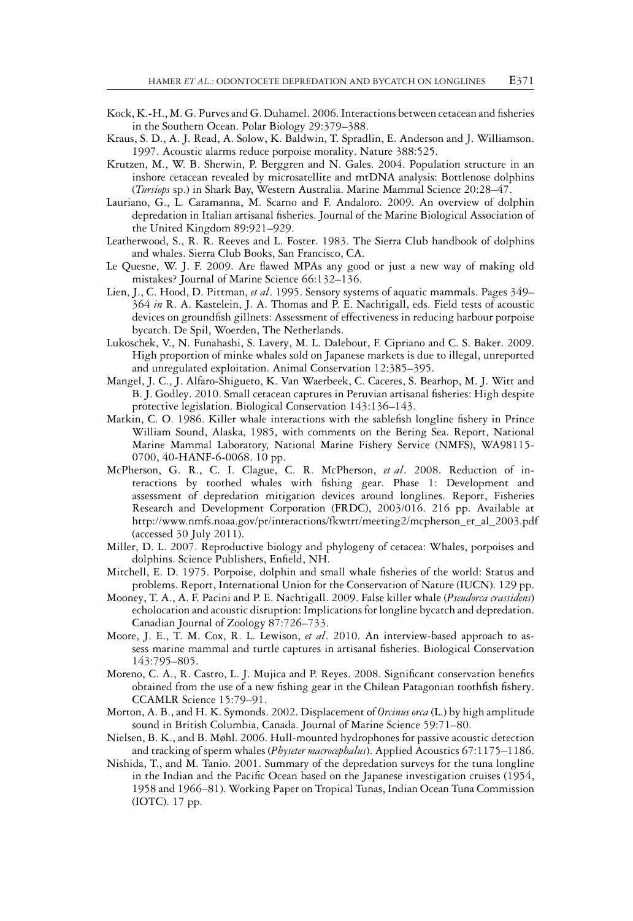Kock, K.-H., M. G. Purves and G. Duhamel. 2006. Interactions between cetacean and fisheries in the Southern Ocean. Polar Biology 29:379–388.

Kraus, S. D., A. J. Read, A. Solow, K. Baldwin, T. Spradlin, E. Anderson and J. Williamson. 1997. Acoustic alarms reduce porpoise morality. Nature 388:525.

Krutzen, M., W. B. Sherwin, P. Berggren and N. Gales. 2004. Population structure in an inshore cetacean revealed by microsatellite and mtDNA analysis: Bottlenose dolphins (*Tursiops* sp.) in Shark Bay, Western Australia. Marine Mammal Science 20:28–47.

Lauriano, G., L. Caramanna, M. Scarno and F. Andaloro. 2009. An overview of dolphin depredation in Italian artisanal fisheries. Journal of the Marine Biological Association of the United Kingdom 89:921–929.

Leatherwood, S., R. R. Reeves and L. Foster. 1983. The Sierra Club handbook of dolphins and whales. Sierra Club Books, San Francisco, CA.

Le Quesne, W. J. F. 2009. Are flawed MPAs any good or just a new way of making old mistakes? Journal of Marine Science 66:132–136.

Lien, J., C. Hood, D. Pittman, *et al*. 1995. Sensory systems of aquatic mammals. Pages 349–364 *in* R. A. Kastelein, J. A. Thomas and P. E. Nachtigall, eds. Field tests of acoustic devices on groundfish gillnets: Assessment of effectiveness in reducing harbour porpoise bycatch. De Spil, Woerden, The Netherlands.

Lukoschek, V., N. Funahashi, S. Lavery, M. L. Dalebout, F. Cipriano and C. S. Baker. 2009. High proportion of minke whales sold on Japanese markets is due to illegal, unreported and unregulated exploitation. Animal Conservation 12:385–395.

Mangel, J. C., J. Alfaro-Shigueto, K. Van Waerbeek, C. Caceres, S. Bearhop, M. J. Witt and B. J. Godley. 2010. Small cetacean captures in Peruvian artisanal fisheries: High despite protective legislation. Biological Conservation 143:136–143.

Matkin, C. O. 1986. Killer whale interactions with the sablefish longline fishery in Prince William Sound, Alaska, 1985, with comments on the Bering Sea. Report, National Marine Mammal Laboratory, National Marine Fishery Service (NMFS), WA98115-0700, 40-HANF-6-0068. 10 pp.

McPherson, G. R., C. I. Clague, C. R. McPherson, *et al*. 2008. Reduction of interactions by toothed whales with fishing gear. Phase 1: Development and assessment of depredation mitigation devices around longlines. Report, Fisheries Research and Development Corporation (FRDC), 2003/016. 216 pp. Available at http://www.nmfs.noaa.gov/pr/interactions/fkwtrt/meeting2/mcpherson_et_al_2003.pdf (accessed 30 July 2011).

Miller, D. L. 2007. Reproductive biology and phylogeny of cetacea: Whales, porpoises and dolphins. Science Publishers, Enfield, NH.

Mitchell, E. D. 1975. Porpoise, dolphin and small whale fisheries of the world: Status and problems. Report, International Union for the Conservation of Nature (IUCN). 129 pp.

Mooney, T. A., A. F. Pacini and P. E. Nachtigall. 2009. False killer whale (*Pseudorca crassidens*) echolocation and acoustic disruption: Implications for longline bycatch and depredation. Canadian Journal of Zoology 87:726–733.

Moore, J. E., T. M. Cox, R. L. Lewison, *et al*. 2010. An interview-based approach to assess marine mammal and turtle captures in artisanal fisheries. Biological Conservation 143:795–805.

Moreno, C. A., R. Castro, L. J. Mujica and P. Reyes. 2008. Significant conservation benefits obtained from the use of a new fishing gear in the Chilean Patagonian toothfish fishery. CCAMLR Science 15:79–91.

Morton, A. B., and H. K. Symonds. 2002. Displacement of *Orcinus orca* (L.) by high amplitude sound in British Columbia, Canada. Journal of Marine Science 59:71–80.

Nielsen, B. K., and B. Møhl. 2006. Hull-mounted hydrophones for passive acoustic detection and tracking of sperm whales (*Physeter macrocephalus*). Applied Acoustics 67:1175–1186.

Nishida, T., and M. Tanio. 2001. Summary of the depredation surveys for the tuna longline in the Indian and the Pacific Ocean based on the Japanese investigation cruises (1954, 1958 and 1966–81). Working Paper on Tropical Tunas, Indian Ocean Tuna Commission (IOTC). 17 pp.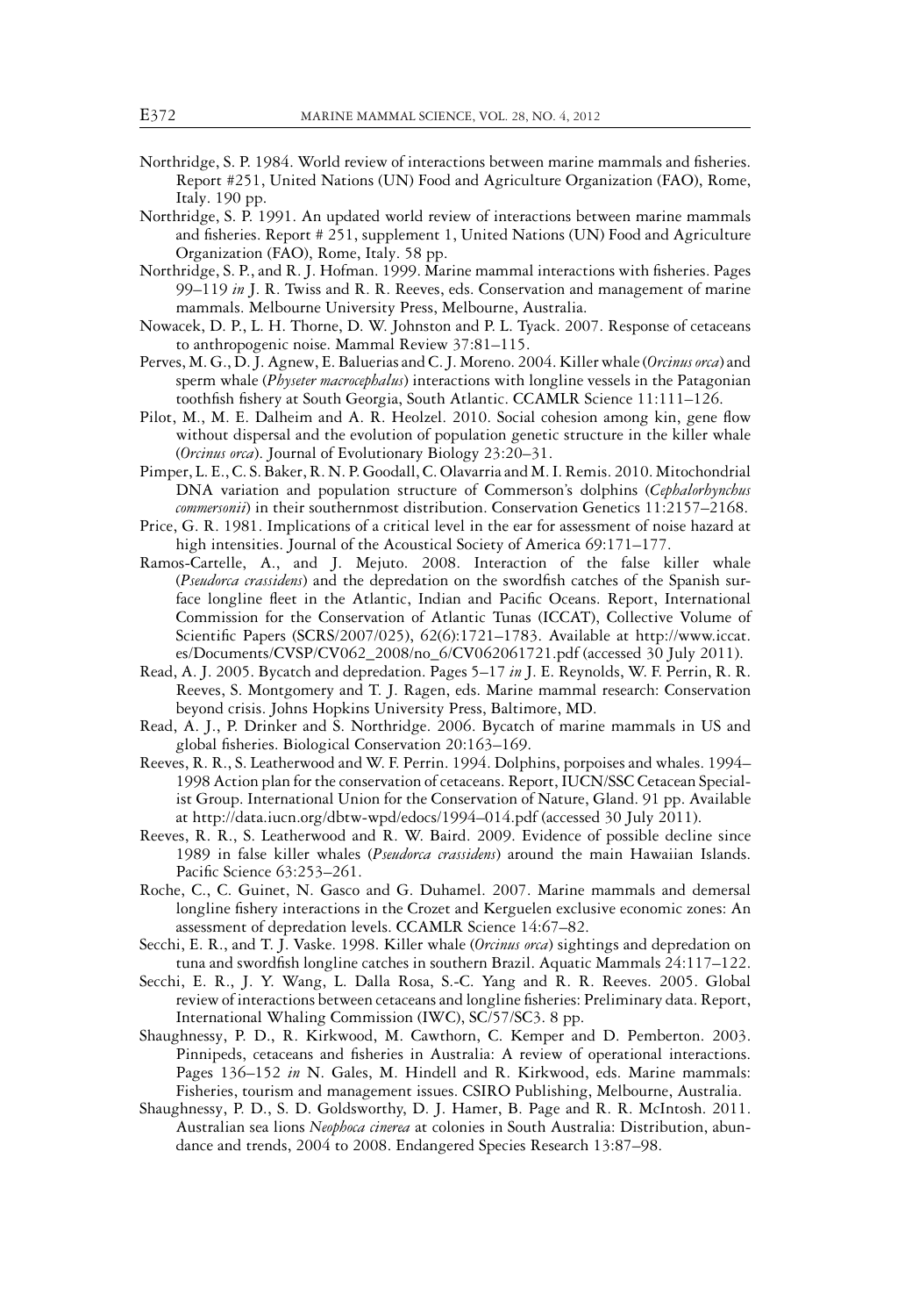Northridge, S. P. 1984. World review of interactions between marine mammals and fisheries. Report #251, United Nations (UN) Food and Agriculture Organization (FAO), Rome, Italy. 190 pp.

Northridge, S. P. 1991. An updated world review of interactions between marine mammals and fisheries. Report # 251, supplement 1, United Nations (UN) Food and Agriculture Organization (FAO), Rome, Italy. 58 pp.

Northridge, S. P., and R. J. Hofman. 1999. Marine mammal interactions with fisheries. Pages 99–119 *in* J. R. Twiss and R. R. Reeves, eds. Conservation and management of marine mammals. Melbourne University Press, Melbourne, Australia.

Nowacek, D. P., L. H. Thorne, D. W. Johnston and P. L. Tyack. 2007. Response of cetaceans to anthropogenic noise. Mammal Review 37:81–115.

Perves, M. G., D. J. Agnew, E. Baluerias and C. J. Moreno. 2004. Killer whale (*Orcinus orca*) and sperm whale (*Physeter macrocephalus*) interactions with longline vessels in the Patagonian toothfish fishery at South Georgia, South Atlantic. CCAMLR Science 11:111–126.

Pilot, M., M. E. Dalheim and A. R. Heolzel. 2010. Social cohesion among kin, gene flow without dispersal and the evolution of population genetic structure in the killer whale (*Orcinus orca*). Journal of Evolutionary Biology 23:20–31.

Pimper, L. E., C. S. Baker, R. N. P. Goodall, C. Olavarria and M. I. Remis. 2010. Mitochondrial DNA variation and population structure of Commerson's dolphins (*Cephalorhynchus commersonii*) in their southernmost distribution. Conservation Genetics 11:2157–2168.

Price, G. R. 1981. Implications of a critical level in the ear for assessment of noise hazard at high intensities. Journal of the Acoustical Society of America 69:171–177.

Ramos-Cartelle, A., and J. Mejuto. 2008. Interaction of the false killer whale (*Pseudorca crassidens*) and the depredation on the swordfish catches of the Spanish surface longline fleet in the Atlantic, Indian and Pacific Oceans. Report, International Commission for the Conservation of Atlantic Tunas (ICCAT), Collective Volume of Scientific Papers (SCRS/2007/025), 62(6):1721–1783. Available at http://www.iccat.es/Documents/CVSP/CV062_2008/no_6/CV062061721.pdf (accessed 30 July 2011).

Read, A. J. 2005. Bycatch and depredation. Pages 5–17 *in* J. E. Reynolds, W. F. Perrin, R. R. Reeves, S. Montgomery and T. J. Ragen, eds. Marine mammal research: Conservation beyond crisis. Johns Hopkins University Press, Baltimore, MD.

Read, A. J., P. Drinker and S. Northridge. 2006. Bycatch of marine mammals in US and global fisheries. Biological Conservation 20:163–169.

Reeves, R. R., S. Leatherwood and W. F. Perrin. 1994. Dolphins, porpoises and whales. 1994–1998 Action plan for the conservation of cetaceans. Report, IUCN/SSC Cetacean Specialist Group. International Union for the Conservation of Nature, Gland. 91 pp. Available at http://data.iucn.org/dbtw-wpd/edocs/1994–014.pdf (accessed 30 July 2011).

Reeves, R. R., S. Leatherwood and R. W. Baird. 2009. Evidence of possible decline since 1989 in false killer whales (*Pseudorca crassidens*) around the main Hawaiian Islands. Pacific Science 63:253–261.

Roche, C., C. Guinet, N. Gasco and G. Duhamel. 2007. Marine mammals and demersal longline fishery interactions in the Crozet and Kerguelen exclusive economic zones: An assessment of depredation levels. CCAMLR Science 14:67–82.

Secchi, E. R., and T. J. Vaske. 1998. Killer whale (*Orcinus orca*) sightings and depredation on tuna and swordfish longline catches in southern Brazil. Aquatic Mammals 24:117–122.

Secchi, E. R., J. Y. Wang, L. Dalla Rosa, S.-C. Yang and R. R. Reeves. 2005. Global review of interactions between cetaceans and longline fisheries: Preliminary data. Report, International Whaling Commission (IWC), SC/57/SC3. 8 pp.

Shaughnessy, P. D., R. Kirkwood, M. Cawthorn, C. Kemper and D. Pemberton. 2003. Pinnipeds, cetaceans and fisheries in Australia: A review of operational interactions. Pages 136–152 *in* N. Gales, M. Hindell and R. Kirkwood, eds. Marine mammals: Fisheries, tourism and management issues. CSIRO Publishing, Melbourne, Australia.

Shaughnessy, P. D., S. D. Goldsworthy, D. J. Hamer, B. Page and R. R. McIntosh. 2011. Australian sea lions *Neophoca cinerea* at colonies in South Australia: Distribution, abundance and trends, 2004 to 2008. Endangered Species Research 13:87–98.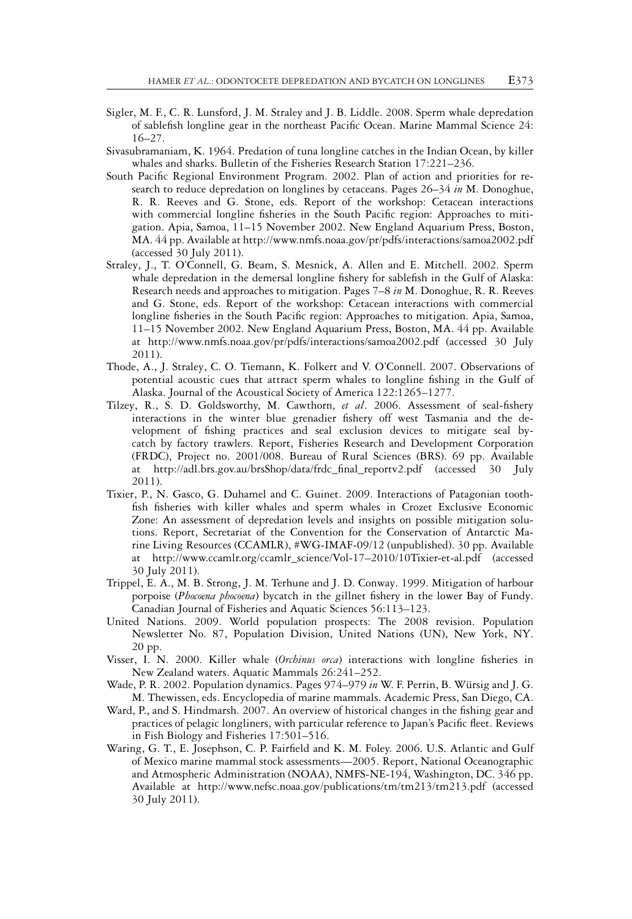Sigler, M. F., C. R. Lunsford, J. M. Straley and J. B. Liddle. 2008. Sperm whale depredation of sablefish longline gear in the northeast Pacific Ocean. Marine Mammal Science 24: 16–27.

Sivasubramaniam, K. 1964. Predation of tuna longline catches in the Indian Ocean, by killer whales and sharks. Bulletin of the Fisheries Research Station 17:221–236.

South Pacific Regional Environment Program. 2002. Plan of action and priorities for research to reduce depredation on longlines by cetaceans. Pages 26–34 *in* M. Donoghue, R. R. Reeves and G. Stone, eds. Report of the workshop: Cetacean interactions with commercial longline fisheries in the South Pacific region: Approaches to mitigation. Apia, Samoa, 11–15 November 2002. New England Aquarium Press, Boston, MA. 44 pp. Available at http://www.nmfs.noaa.gov/pr/pdfs/interactions/samoa2002.pdf (accessed 30 July 2011).

Straley, J., T. O'Connell, G. Beam, S. Mesnick, A. Allen and E. Mitchell. 2002. Sperm whale depredation in the demersal longline fishery for sablefish in the Gulf of Alaska: Research needs and approaches to mitigation. Pages 7–8 *in* M. Donoghue, R. R. Reeves and G. Stone, eds. Report of the workshop: Cetacean interactions with commercial longline fisheries in the South Pacific region: Approaches to mitigation. Apia, Samoa, 11–15 November 2002. New England Aquarium Press, Boston, MA. 44 pp. Available at http://www.nmfs.noaa.gov/pr/pdfs/interactions/samoa2002.pdf (accessed 30 July 2011).

Thode, A., J. Straley, C. O. Tiemann, K. Folkert and V. O'Connell. 2007. Observations of potential acoustic cues that attract sperm whales to longline fishing in the Gulf of Alaska. Journal of the Acoustical Society of America 122:1265–1277.

Tilzey, R., S. D. Goldsworthy, M. Cawthorn, *et al*. 2006. Assessment of seal-fishery interactions in the winter blue grenadier fishery off west Tasmania and the development of fishing practices and seal exclusion devices to mitigate seal bycatch by factory trawlers. Report, Fisheries Research and Development Corporation (FRDC), Project no. 2001/008. Bureau of Rural Sciences (BRS). 69 pp. Available at http://adl.brs.gov.au/brsShop/data/frdc_final_reportv2.pdf (accessed 30 July 2011).

Tixier, P., N. Gasco, G. Duhamel and C. Guinet. 2009. Interactions of Patagonian toothfish fisheries with killer whales and sperm whales in Crozet Exclusive Economic Zone: An assessment of depredation levels and insights on possible mitigation solutions. Report, Secretariat of the Convention for the Conservation of Antarctic Marine Living Resources (CCAMLR), #WG-IMAF-09/12 (unpublished). 30 pp. Available at http://www.ccamlr.org/ccamlr_science/Vol-17–2010/10Tixier-et-al.pdf (accessed 30 July 2011).

Trippel, E. A., M. B. Strong, J. M. Terhune and J. D. Conway. 1999. Mitigation of harbour porpoise (*Phocoena phocoena*) bycatch in the gillnet fishery in the lower Bay of Fundy. Canadian Journal of Fisheries and Aquatic Sciences 56:113–123.

United Nations. 2009. World population prospects: The 2008 revision. Population Newsletter No. 87, Population Division, United Nations (UN), New York, NY. 20 pp.

Visser, I. N. 2000. Killer whale (*Orchinus orca*) interactions with longline fisheries in New Zealand waters. Aquatic Mammals 26:241–252.

Wade, P. R. 2002. Population dynamics. Pages 974–979 *in* W. F. Perrin, B. Würsig and J. G. M. Thewissen, eds. Encyclopedia of marine mammals. Academic Press, San Diego, CA.

Ward, P., and S. Hindmarsh. 2007. An overview of historical changes in the fishing gear and practices of pelagic longliners, with particular reference to Japan's Pacific fleet. Reviews in Fish Biology and Fisheries 17:501–516.

Waring, G. T., E. Josephson, C. P. Fairfield and K. M. Foley. 2006. U.S. Atlantic and Gulf of Mexico marine mammal stock assessments—2005. Report, National Oceanographic and Atmospheric Administration (NOAA), NMFS-NE-194, Washington, DC. 346 pp. Available at http://www.nefsc.noaa.gov/publications/tm/tm213/tm213.pdf (accessed 30 July 2011).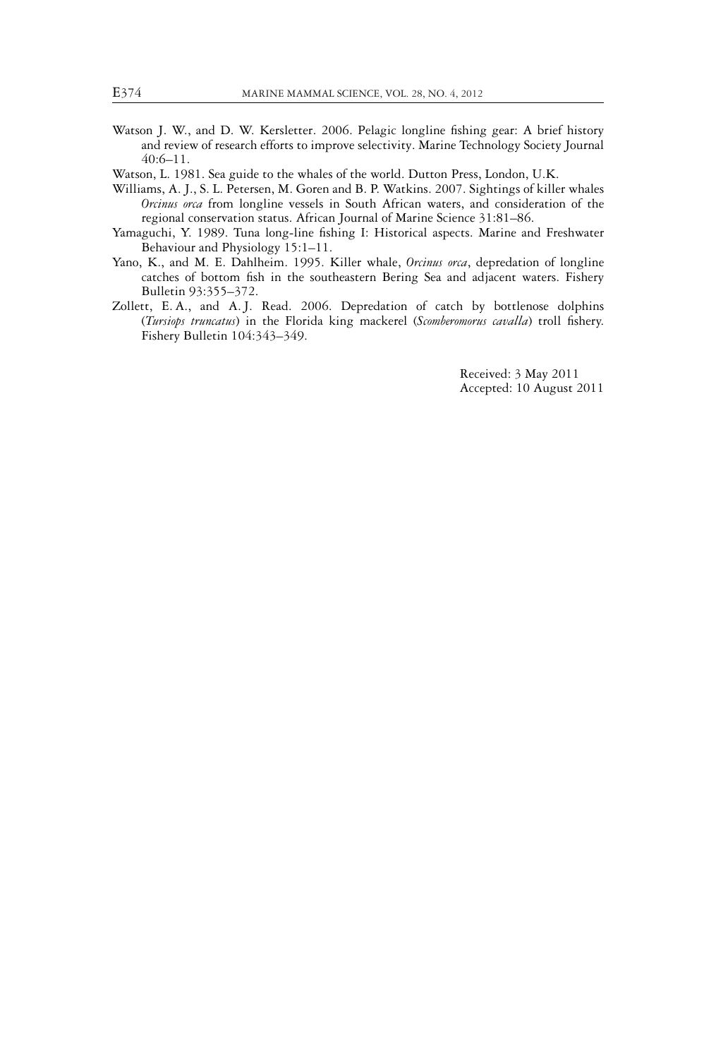Watson J. W., and D. W. Kersletter. 2006. Pelagic longline fishing gear: A brief history and review of research efforts to improve selectivity. Marine Technology Society Journal 40:6–11.

Watson, L. 1981. Sea guide to the whales of the world. Dutton Press, London, U.K.

Williams, A. J., S. L. Petersen, M. Goren and B. P. Watkins. 2007. Sightings of killer whales *Orcinus orca* from longline vessels in South African waters, and consideration of the regional conservation status. African Journal of Marine Science 31:81–86.

Yamaguchi, Y. 1989. Tuna long-line fishing I: Historical aspects. Marine and Freshwater Behaviour and Physiology 15:1–11.

Yano, K., and M. E. Dahlheim. 1995. Killer whale, *Orcinus orca*, depredation of longline catches of bottom fish in the southeastern Bering Sea and adjacent waters. Fishery Bulletin 93:355–372.

Zollett, E. A., and A. J. Read. 2006. Depredation of catch by bottlenose dolphins (*Tursiops truncatus*) in the Florida king mackerel (*Scomberomorus cavalla*) troll fishery. Fishery Bulletin 104:343–349.

Received: 3 May 2011
Accepted: 10 August 2011